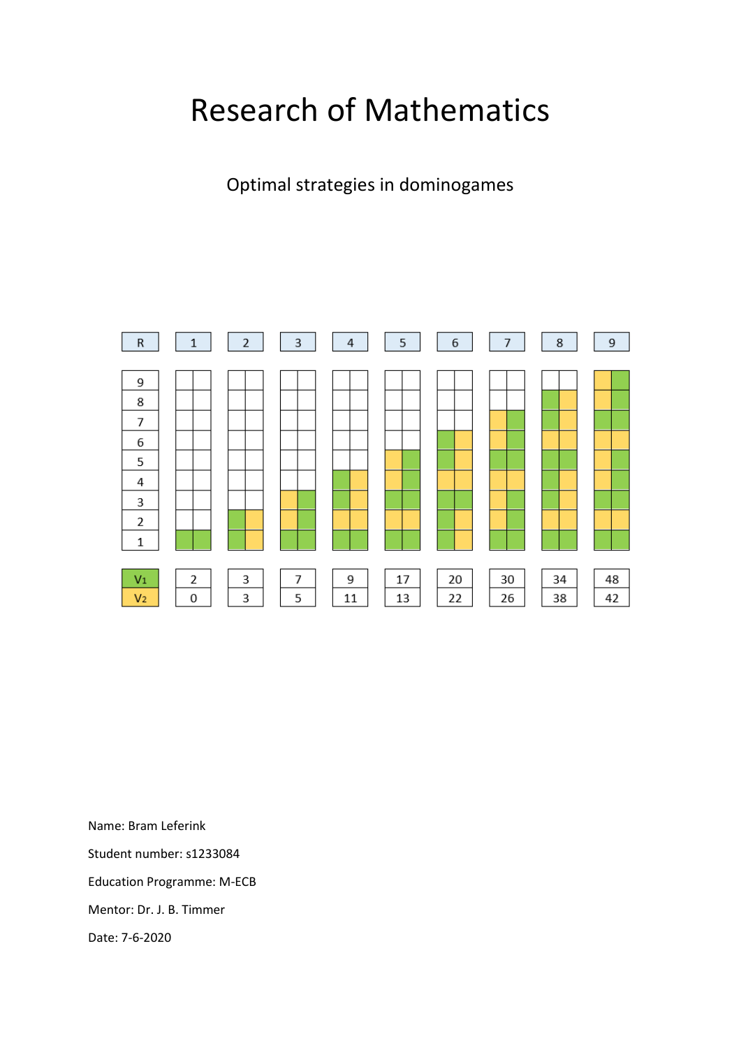# Research of Mathematics

Optimal strategies in dominogames

| R | 1 | 2 | 3 | 4 | 5 | 6 | 7 | 8 | 9 |
|---|---|---|---|---|---|---|---|---|---|
| $V_1$ | 2 | 3 | 7 | 9 | 17 | 20 | 30 | 34 | 48 |
| $V_2$ | 0 | 3 | 5 | 11 | 13 | 22 | 26 | 38 | 42 |

Name: Bram Leferink

Student number: s1233084

Education Programme: M-ECB

Mentor: Dr. J. B. Timmer

Date: 7-6-2020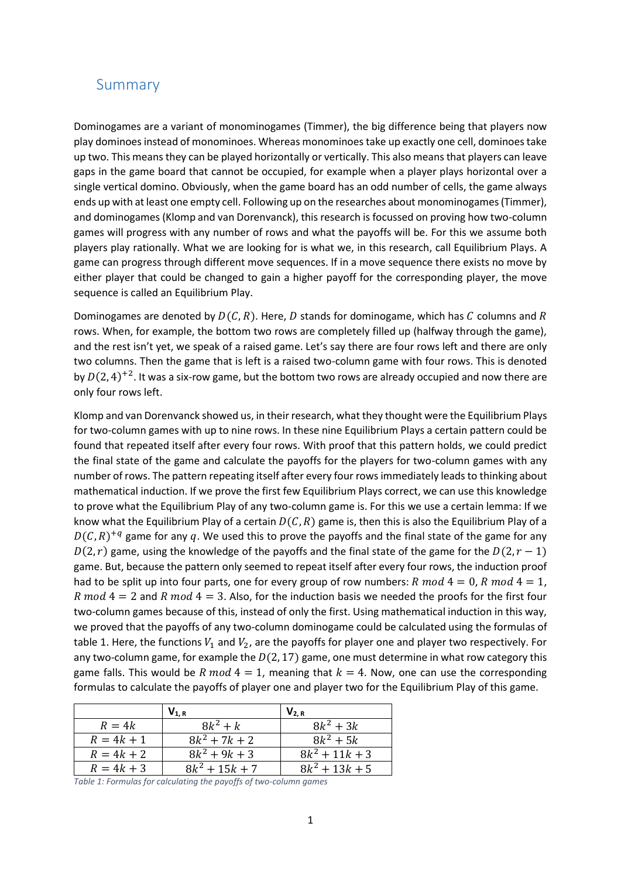## Summary

Dominogames are a variant of monominogames (Timmer), the big difference being that players now play dominoes instead of monominoes. Whereas monominoes take up exactly one cell, dominoes take up two. This means they can be played horizontally or vertically. This also means that players can leave gaps in the game board that cannot be occupied, for example when a player plays horizontal over a single vertical domino. Obviously, when the game board has an odd number of cells, the game always ends up with at least one empty cell. Following up on the researches about monominogames (Timmer), and dominogames (Klomp and van Dorenvanck), this research is focussed on proving how two-column games will progress with any number of rows and what the payoffs will be. For this we assume both players play rationally. What we are looking for is what we, in this research, call Equilibrium Plays. A game can progress through different move sequences. If in a move sequence there exists no move by either player that could be changed to gain a higher payoff for the corresponding player, the move sequence is called an Equilibrium Play.

Dominogames are denoted by $D(C, R)$. Here, $D$ stands for dominogame, which has $C$ columns and $R$ rows. When, for example, the bottom two rows are completely filled up (halfway through the game), and the rest isn't yet, we speak of a raised game. Let's say there are four rows left and there are only two columns. Then the game that is left is a raised two-column game with four rows. This is denoted by $D(2,4)^{+2}$. It was a six-row game, but the bottom two rows are already occupied and now there are only four rows left.

Klomp and van Dorenvanck showed us, in their research, what they thought were the Equilibrium Plays for two-column games with up to nine rows. In these nine Equilibrium Plays a certain pattern could be found that repeated itself after every four rows. With proof that this pattern holds, we could predict the final state of the game and calculate the payoffs for the players for two-column games with any number of rows. The pattern repeating itself after every four rows immediately leads to thinking about mathematical induction. If we prove the first few Equilibrium Plays correct, we can use this knowledge to prove what the Equilibrium Play of any two-column game is. For this we use a certain lemma: If we know what the Equilibrium Play of a certain $D(C, R)$ game is, then this is also the Equilibrium Play of a $D(C, R)^{+q}$ game for any $q$. We used this to prove the payoffs and the final state of the game for any $D(2, r)$ game, using the knowledge of the payoffs and the final state of the game for the $D(2, r-1)$ game. But, because the pattern only seemed to repeat itself after every four rows, the induction proof had to be split up into four parts, one for every group of row numbers: $R \bmod 4 = 0$, $R \bmod 4 = 1$, $R \bmod 4 = 2$ and $R \bmod 4 = 3$. Also, for the induction basis we needed the proofs for the first four two-column games because of this, instead of only the first. Using mathematical induction in this way, we proved that the payoffs of any two-column dominogame could be calculated using the formulas of table 1. Here, the functions $V_1$ and $V_2$, are the payoffs for player one and player two respectively. For any two-column game, for example the $D(2, 17)$ game, one must determine in what row category this game falls. This would be $R \bmod 4 = 1$, meaning that $k = 4$. Now, one can use the corresponding formulas to calculate the payoffs of player one and player two for the Equilibrium Play of this game.

| | $V_{1,R}$ | $V_{2,R}$ |
|---|---|---|
| $R = 4k$ | $8k^2 + k$ | $8k^2 + 3k$ |
| $R = 4k + 1$ | $8k^2 + 7k + 2$ | $8k^2 + 5k$ |
| $R = 4k + 2$ | $8k^2 + 9k + 3$ | $8k^2 + 11k + 3$ |
| $R = 4k + 3$ | $8k^2 + 15k + 7$ | $8k^2 + 13k + 5$ |

*Table 1: Formulas for calculating the payoffs of two-column games*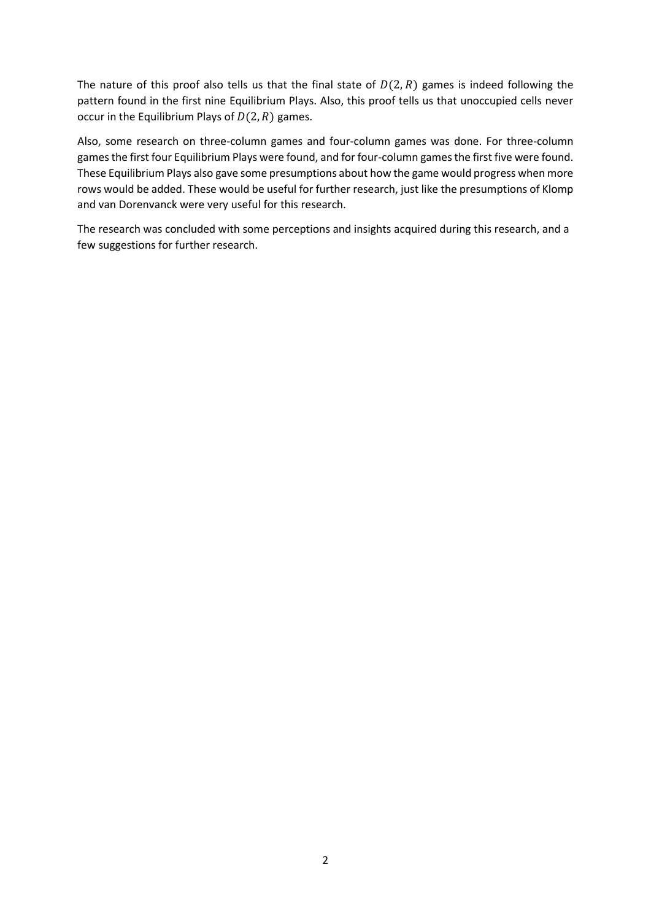The nature of this proof also tells us that the final state of $D(2, R)$ games is indeed following the pattern found in the first nine Equilibrium Plays. Also, this proof tells us that unoccupied cells never occur in the Equilibrium Plays of $D(2, R)$ games.

Also, some research on three-column games and four-column games was done. For three-column games the first four Equilibrium Plays were found, and for four-column games the first five were found. These Equilibrium Plays also gave some presumptions about how the game would progress when more rows would be added. These would be useful for further research, just like the presumptions of Klomp and van Dorenvanck were very useful for this research.

The research was concluded with some perceptions and insights acquired during this research, and a few suggestions for further research.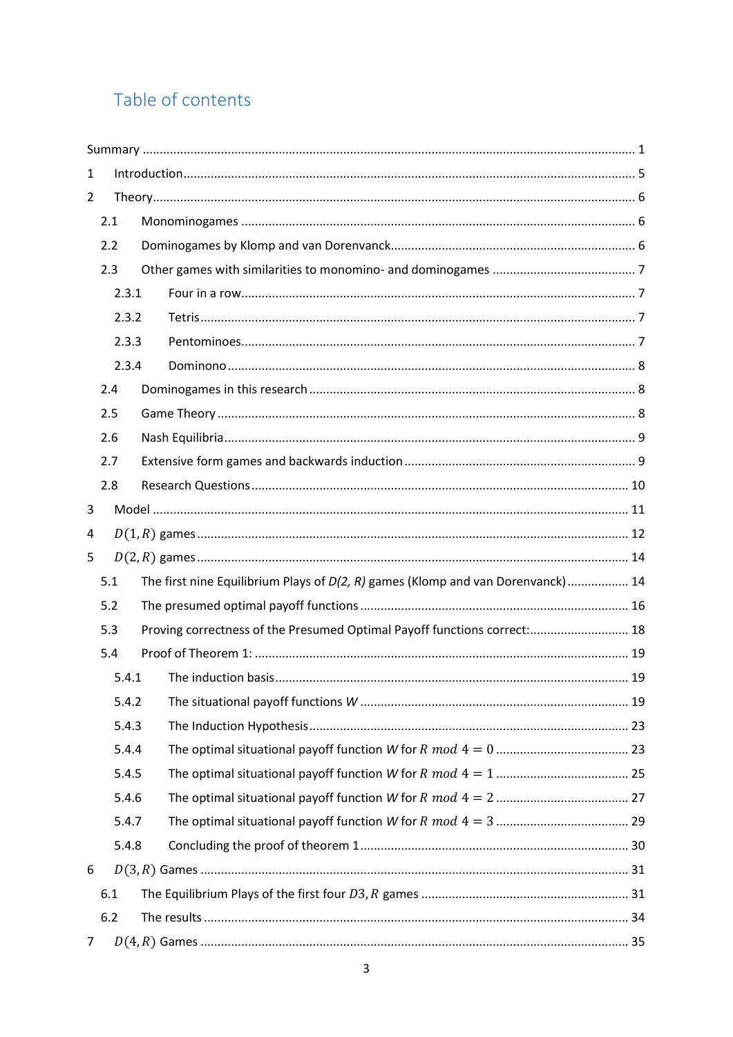# Table of contents

Summary ... 1

1 Introduction ... 5

2 Theory ... 6

- 2.1 Monominogames ... 6
- 2.2 Dominogames by Klomp and van Dorenvanck ... 6
- 2.3 Other games with similarities to monomino- and dominogames ... 7
  - 2.3.1 Four in a row ... 7
  - 2.3.2 Tetris ... 7
  - 2.3.3 Pentominoes ... 7
  - 2.3.4 Dominono ... 8
- 2.4 Dominogames in this research ... 8
- 2.5 Game Theory ... 8
- 2.6 Nash Equilibria ... 9
- 2.7 Extensive form games and backwards induction ... 9
- 2.8 Research Questions ... 10

3 Model ... 11

4 $D(1, R)$ games ... 12

5 $D(2, R)$ games ... 14

- 5.1 The first nine Equilibrium Plays of *D(2, R)* games (Klomp and van Dorenvanck) ... 14
- 5.2 The presumed optimal payoff functions ... 16
- 5.3 Proving correctness of the Presumed Optimal Payoff functions correct: ... 18
- 5.4 Proof of Theorem 1: ... 19
  - 5.4.1 The induction basis ... 19
  - 5.4.2 The situational payoff functions $W$ ... 19
  - 5.4.3 The Induction Hypothesis ... 23
  - 5.4.4 The optimal situational payoff function $W$ for $R \bmod 4 = 0$ ... 23
  - 5.4.5 The optimal situational payoff function $W$ for $R \bmod 4 = 1$ ... 25
  - 5.4.6 The optimal situational payoff function $W$ for $R \bmod 4 = 2$ ... 27
  - 5.4.7 The optimal situational payoff function $W$ for $R \bmod 4 = 3$ ... 29
  - 5.4.8 Concluding the proof of theorem 1 ... 30

6 $D(3, R)$ Games ... 31

- 6.1 The Equilibrium Plays of the first four $D3, R$ games ... 31
- 6.2 The results ... 34

7 $D(4, R)$ Games ... 35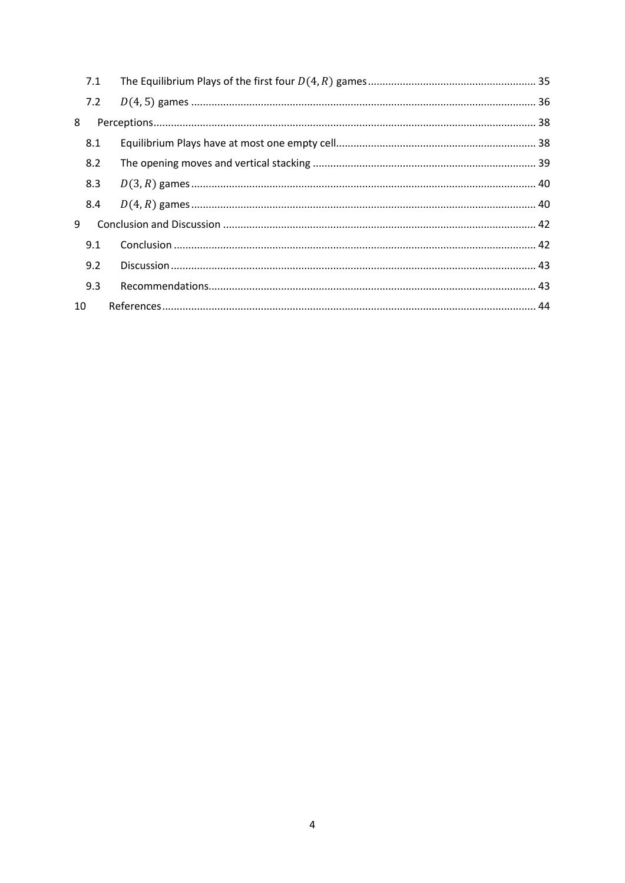7.1 The Equilibrium Plays of the first four $D(4, R)$ games ... 35

7.2 $D(4, 5)$ games ... 36

8 Perceptions ... 38

8.1 Equilibrium Plays have at most one empty cell ... 38

8.2 The opening moves and vertical stacking ... 39

8.3 $D(3, R)$ games ... 40

8.4 $D(4, R)$ games ... 40

9 Conclusion and Discussion ... 42

9.1 Conclusion ... 42

9.2 Discussion ... 43

9.3 Recommendations ... 43

10 References ... 44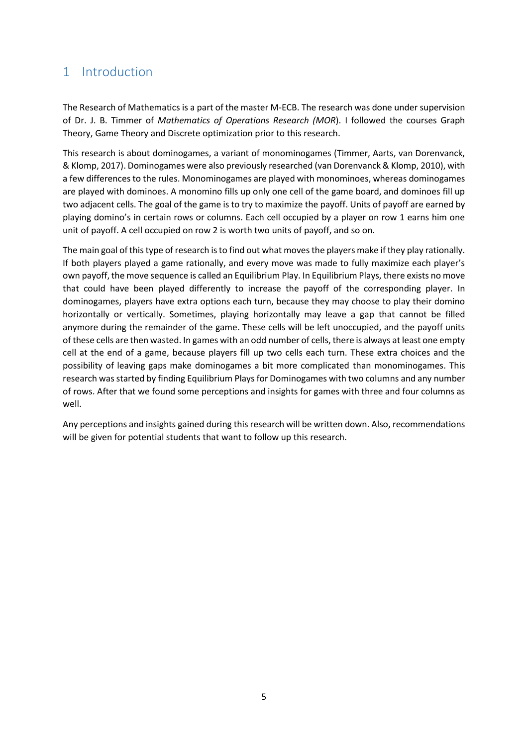# 1 Introduction

The Research of Mathematics is a part of the master M-ECB. The research was done under supervision of Dr. J. B. Timmer of *Mathematics of Operations Research (MOR*). I followed the courses Graph Theory, Game Theory and Discrete optimization prior to this research.

This research is about dominogames, a variant of monominogames (Timmer, Aarts, van Dorenvanck, & Klomp, 2017). Dominogames were also previously researched (van Dorenvanck & Klomp, 2010), with a few differences to the rules. Monominogames are played with monominoes, whereas dominogames are played with dominoes. A monomino fills up only one cell of the game board, and dominoes fill up two adjacent cells. The goal of the game is to try to maximize the payoff. Units of payoff are earned by playing domino's in certain rows or columns. Each cell occupied by a player on row 1 earns him one unit of payoff. A cell occupied on row 2 is worth two units of payoff, and so on.

The main goal of this type of research is to find out what moves the players make if they play rationally. If both players played a game rationally, and every move was made to fully maximize each player's own payoff, the move sequence is called an Equilibrium Play. In Equilibrium Plays, there exists no move that could have been played differently to increase the payoff of the corresponding player. In dominogames, players have extra options each turn, because they may choose to play their domino horizontally or vertically. Sometimes, playing horizontally may leave a gap that cannot be filled anymore during the remainder of the game. These cells will be left unoccupied, and the payoff units of these cells are then wasted. In games with an odd number of cells, there is always at least one empty cell at the end of a game, because players fill up two cells each turn. These extra choices and the possibility of leaving gaps make dominogames a bit more complicated than monominogames. This research was started by finding Equilibrium Plays for Dominogames with two columns and any number of rows. After that we found some perceptions and insights for games with three and four columns as well.

Any perceptions and insights gained during this research will be written down. Also, recommendations will be given for potential students that want to follow up this research.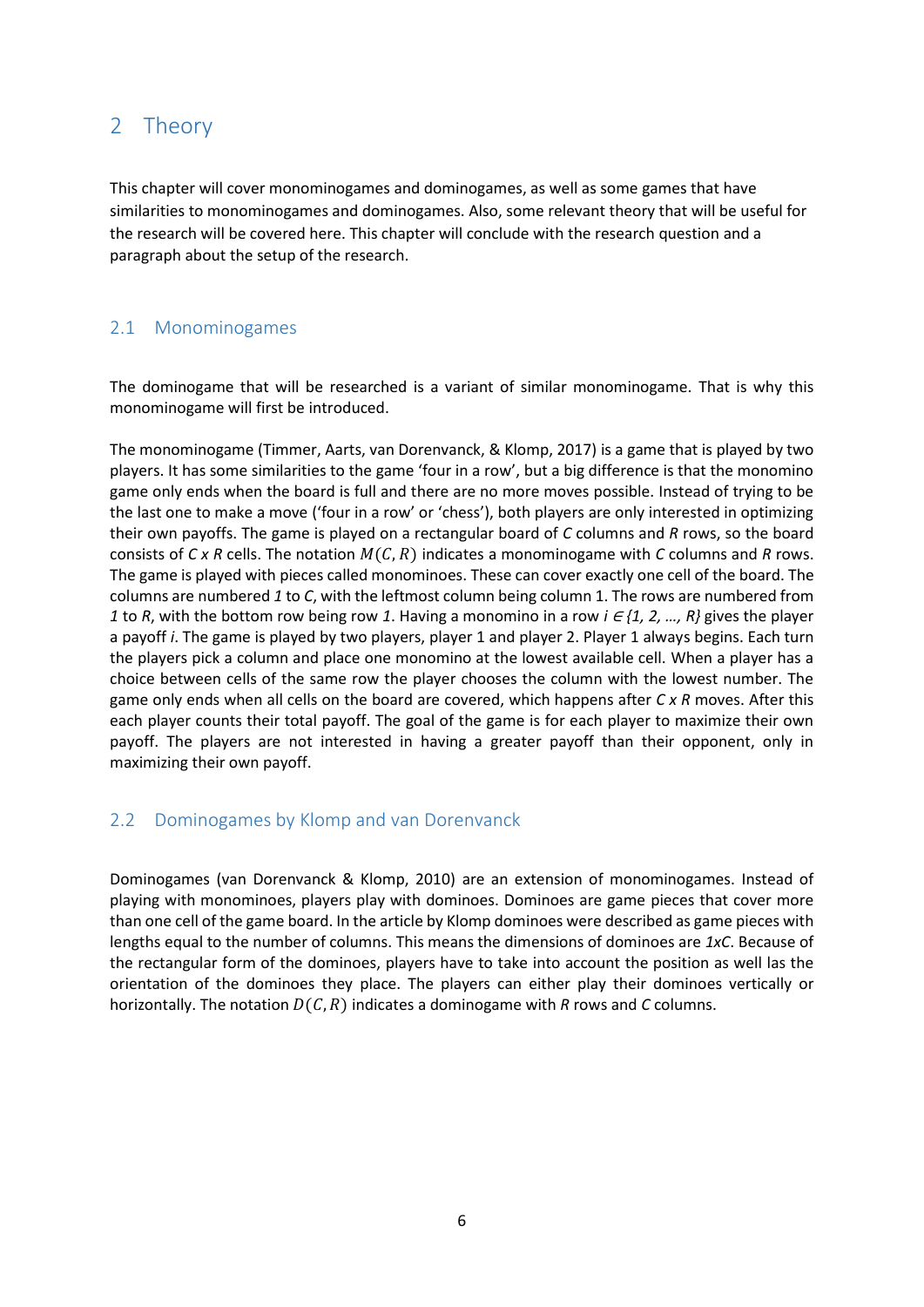# 2 Theory

This chapter will cover monominogames and dominogames, as well as some games that have similarities to monominogames and dominogames. Also, some relevant theory that will be useful for the research will be covered here. This chapter will conclude with the research question and a paragraph about the setup of the research.

## 2.1 Monominogames

The dominogame that will be researched is a variant of similar monominogame. That is why this monominogame will first be introduced.

The monominogame (Timmer, Aarts, van Dorenvanck, & Klomp, 2017) is a game that is played by two players. It has some similarities to the game 'four in a row', but a big difference is that the monomino game only ends when the board is full and there are no more moves possible. Instead of trying to be the last one to make a move ('four in a row' or 'chess'), both players are only interested in optimizing their own payoffs. The game is played on a rectangular board of *C* columns and *R* rows, so the board consists of *C x R* cells. The notation $M(C, R)$ indicates a monominogame with *C* columns and *R* rows. The game is played with pieces called monominoes. These can cover exactly one cell of the board. The columns are numbered *1* to *C*, with the leftmost column being column 1. The rows are numbered from *1* to *R*, with the bottom row being row *1*. Having a monomino in a row $i \in \{1, 2, \ldots, R\}$ gives the player a payoff *i*. The game is played by two players, player 1 and player 2. Player 1 always begins. Each turn the players pick a column and place one monomino at the lowest available cell. When a player has a choice between cells of the same row the player chooses the column with the lowest number. The game only ends when all cells on the board are covered, which happens after *C x R* moves. After this each player counts their total payoff. The goal of the game is for each player to maximize their own payoff. The players are not interested in having a greater payoff than their opponent, only in maximizing their own payoff.

## 2.2 Dominogames by Klomp and van Dorenvanck

Dominogames (van Dorenvanck & Klomp, 2010) are an extension of monominogames. Instead of playing with monominoes, players play with dominoes. Dominoes are game pieces that cover more than one cell of the game board. In the article by Klomp dominoes were described as game pieces with lengths equal to the number of columns. This means the dimensions of dominoes are *1xC*. Because of the rectangular form of the dominoes, players have to take into account the position as well las the orientation of the dominoes they place. The players can either play their dominoes vertically or horizontally. The notation $D(C, R)$ indicates a dominogame with *R* rows and *C* columns.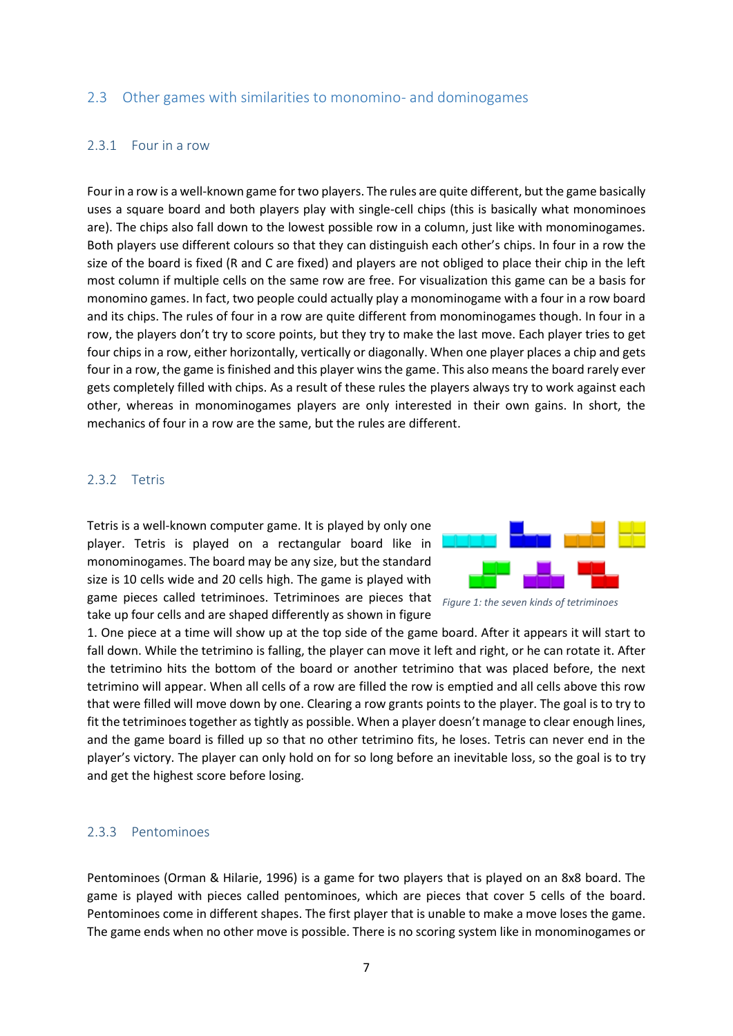## 2.3 Other games with similarities to monomino- and dominogames

### 2.3.1 Four in a row

Four in a row is a well-known game for two players. The rules are quite different, but the game basically uses a square board and both players play with single-cell chips (this is basically what monominoes are). The chips also fall down to the lowest possible row in a column, just like with monominogames. Both players use different colours so that they can distinguish each other's chips. In four in a row the size of the board is fixed (R and C are fixed) and players are not obliged to place their chip in the left most column if multiple cells on the same row are free. For visualization this game can be a basis for monomino games. In fact, two people could actually play a monominogame with a four in a row board and its chips. The rules of four in a row are quite different from monominogames though. In four in a row, the players don't try to score points, but they try to make the last move. Each player tries to get four chips in a row, either horizontally, vertically or diagonally. When one player places a chip and gets four in a row, the game is finished and this player wins the game. This also means the board rarely ever gets completely filled with chips. As a result of these rules the players always try to work against each other, whereas in monominogames players are only interested in their own gains. In short, the mechanics of four in a row are the same, but the rules are different.

### 2.3.2 Tetris

Tetris is a well-known computer game. It is played by only one player. Tetris is played on a rectangular board like in monominogames. The board may be any size, but the standard size is 10 cells wide and 20 cells high. The game is played with game pieces called tetriminoes. Tetriminoes are pieces that take up four cells and are shaped differently as shown in figure 1. One piece at a time will show up at the top side of the game board. After it appears it will start to fall down. While the tetrimino is falling, the player can move it left and right, or he can rotate it. After the tetrimino hits the bottom of the board or another tetrimino that was placed before, the next tetrimino will appear. When all cells of a row are filled the row is emptied and all cells above this row that were filled will move down by one. Clearing a row grants points to the player. The goal is to try to fit the tetriminoes together as tightly as possible. When a player doesn't manage to clear enough lines, and the game board is filled up so that no other tetrimino fits, he loses. Tetris can never end in the player's victory. The player can only hold on for so long before an inevitable loss, so the goal is to try and get the highest score before losing.

*Figure 1: the seven kinds of tetriminoes*

### 2.3.3 Pentominoes

Pentominoes (Orman & Hilarie, 1996) is a game for two players that is played on an 8x8 board. The game is played with pieces called pentominoes, which are pieces that cover 5 cells of the board. Pentominoes come in different shapes. The first player that is unable to make a move loses the game. The game ends when no other move is possible. There is no scoring system like in monominogames or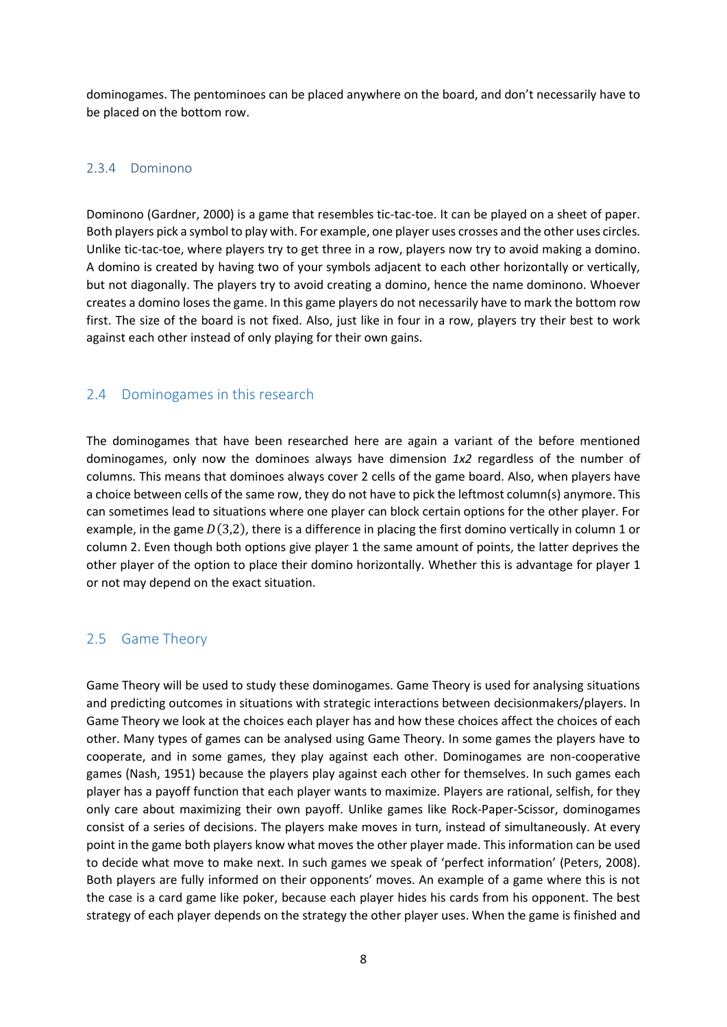dominogames. The pentominoes can be placed anywhere on the board, and don't necessarily have to be placed on the bottom row.

### 2.3.4 Dominono

Dominono (Gardner, 2000) is a game that resembles tic-tac-toe. It can be played on a sheet of paper. Both players pick a symbol to play with. For example, one player uses crosses and the other uses circles. Unlike tic-tac-toe, where players try to get three in a row, players now try to avoid making a domino. A domino is created by having two of your symbols adjacent to each other horizontally or vertically, but not diagonally. The players try to avoid creating a domino, hence the name dominono. Whoever creates a domino loses the game. In this game players do not necessarily have to mark the bottom row first. The size of the board is not fixed. Also, just like in four in a row, players try their best to work against each other instead of only playing for their own gains.

## 2.4 Dominogames in this research

The dominogames that have been researched here are again a variant of the before mentioned dominogames, only now the dominoes always have dimension *1x2* regardless of the number of columns. This means that dominoes always cover 2 cells of the game board. Also, when players have a choice between cells of the same row, they do not have to pick the leftmost column(s) anymore. This can sometimes lead to situations where one player can block certain options for the other player. For example, in the game $D(3,2)$, there is a difference in placing the first domino vertically in column 1 or column 2. Even though both options give player 1 the same amount of points, the latter deprives the other player of the option to place their domino horizontally. Whether this is advantage for player 1 or not may depend on the exact situation.

## 2.5 Game Theory

Game Theory will be used to study these dominogames. Game Theory is used for analysing situations and predicting outcomes in situations with strategic interactions between decisionmakers/players. In Game Theory we look at the choices each player has and how these choices affect the choices of each other. Many types of games can be analysed using Game Theory. In some games the players have to cooperate, and in some games, they play against each other. Dominogames are non-cooperative games (Nash, 1951) because the players play against each other for themselves. In such games each player has a payoff function that each player wants to maximize. Players are rational, selfish, for they only care about maximizing their own payoff. Unlike games like Rock-Paper-Scissor, dominogames consist of a series of decisions. The players make moves in turn, instead of simultaneously. At every point in the game both players know what moves the other player made. This information can be used to decide what move to make next. In such games we speak of 'perfect information' (Peters, 2008). Both players are fully informed on their opponents' moves. An example of a game where this is not the case is a card game like poker, because each player hides his cards from his opponent. The best strategy of each player depends on the strategy the other player uses. When the game is finished and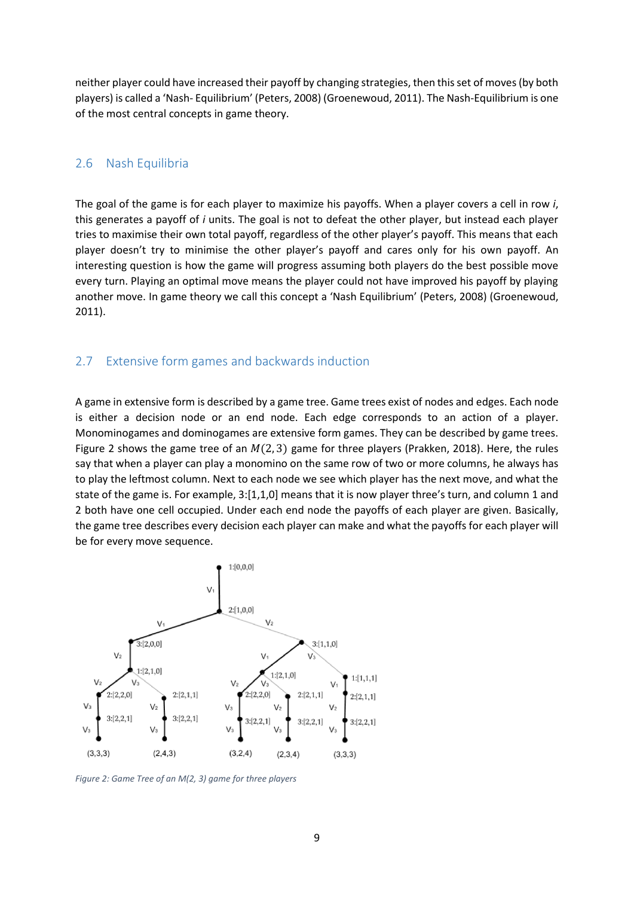neither player could have increased their payoff by changing strategies, then this set of moves (by both players) is called a 'Nash- Equilibrium' (Peters, 2008) (Groenewoud, 2011). The Nash-Equilibrium is one of the most central concepts in game theory.

## 2.6 Nash Equilibria

The goal of the game is for each player to maximize his payoffs. When a player covers a cell in row *i*, this generates a payoff of *i* units. The goal is not to defeat the other player, but instead each player tries to maximise their own total payoff, regardless of the other player's payoff. This means that each player doesn't try to minimise the other player's payoff and cares only for his own payoff. An interesting question is how the game will progress assuming both players do the best possible move every turn. Playing an optimal move means the player could not have improved his payoff by playing another move. In game theory we call this concept a 'Nash Equilibrium' (Peters, 2008) (Groenewoud, 2011).

## 2.7 Extensive form games and backwards induction

A game in extensive form is described by a game tree. Game trees exist of nodes and edges. Each node is either a decision node or an end node. Each edge corresponds to an action of a player. Monominogames and dominogames are extensive form games. They can be described by game trees. Figure 2 shows the game tree of an $M(2,3)$ game for three players (Prakken, 2018). Here, the rules say that when a player can play a monomino on the same row of two or more columns, he always has to play the leftmost column. Next to each node we see which player has the next move, and what the state of the game is. For example, 3:[1,1,0] means that it is now player three's turn, and column 1 and 2 both have one cell occupied. Under each end node the payoffs of each player are given. Basically, the game tree describes every decision each player can make and what the payoffs for each player will be for every move sequence.

*Figure 2: Game Tree of an M(2, 3) game for three players*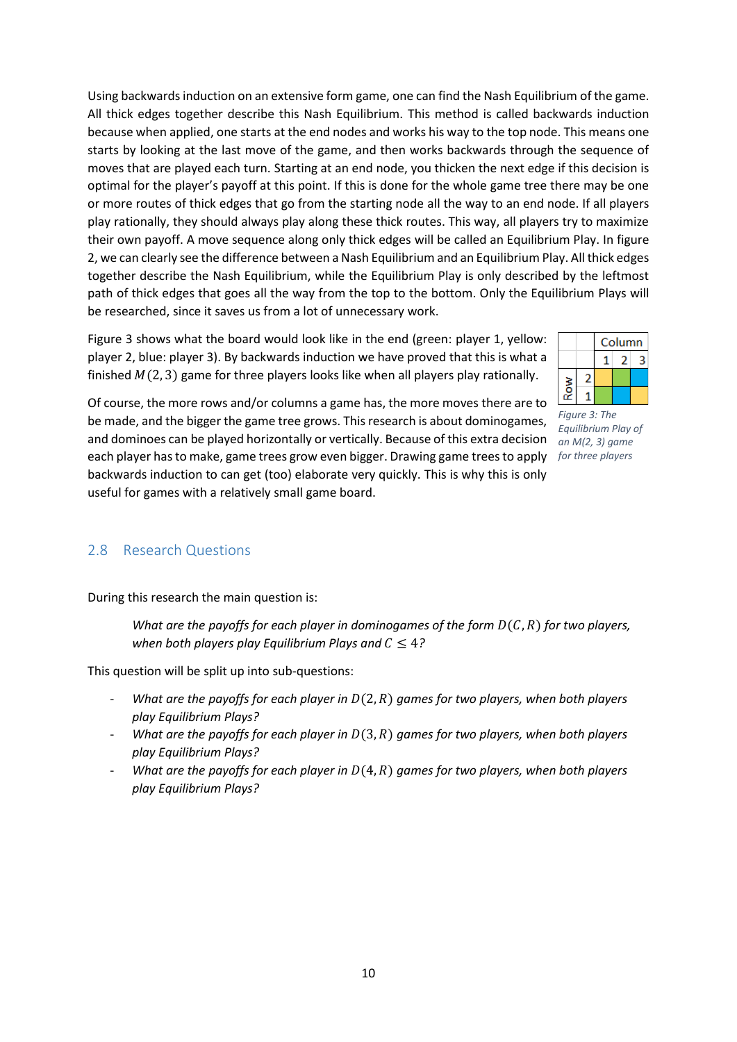Using backwards induction on an extensive form game, one can find the Nash Equilibrium of the game. All thick edges together describe this Nash Equilibrium. This method is called backwards induction because when applied, one starts at the end nodes and works his way to the top node. This means one starts by looking at the last move of the game, and then works backwards through the sequence of moves that are played each turn. Starting at an end node, you thicken the next edge if this decision is optimal for the player's payoff at this point. If this is done for the whole game tree there may be one or more routes of thick edges that go from the starting node all the way to an end node. If all players play rationally, they should always play along these thick routes. This way, all players try to maximize their own payoff. A move sequence along only thick edges will be called an Equilibrium Play. In figure 2, we can clearly see the difference between a Nash Equilibrium and an Equilibrium Play. All thick edges together describe the Nash Equilibrium, while the Equilibrium Play is only described by the leftmost path of thick edges that goes all the way from the top to the bottom. Only the Equilibrium Plays will be researched, since it saves us from a lot of unnecessary work.

Figure 3 shows what the board would look like in the end (green: player 1, yellow: player 2, blue: player 3). By backwards induction we have proved that this is what a finished $M(2,3)$ game for three players looks like when all players play rationally.

| | | Column | | |
|---|---|---|---|---|
| | | 1 | 2 | 3 |
| Row | 2 | yellow | green | blue |
| | 1 | green | blue | yellow |

*Figure 3: The Equilibrium Play of an M(2, 3) game for three players*

Of course, the more rows and/or columns a game has, the more moves there are to be made, and the bigger the game tree grows. This research is about dominogames, and dominoes can be played horizontally or vertically. Because of this extra decision each player has to make, game trees grow even bigger. Drawing game trees to apply backwards induction to can get (too) elaborate very quickly. This is why this is only useful for games with a relatively small game board.

## 2.8 Research Questions

During this research the main question is:

> *What are the payoffs for each player in dominogames of the form $D(C,R)$ for two players, when both players play Equilibrium Plays and $C \leq 4$?*

This question will be split up into sub-questions:

- *What are the payoffs for each player in $D(2,R)$ games for two players, when both players play Equilibrium Plays?*
- *What are the payoffs for each player in $D(3,R)$ games for two players, when both players play Equilibrium Plays?*
- *What are the payoffs for each player in $D(4,R)$ games for two players, when both players play Equilibrium Plays?*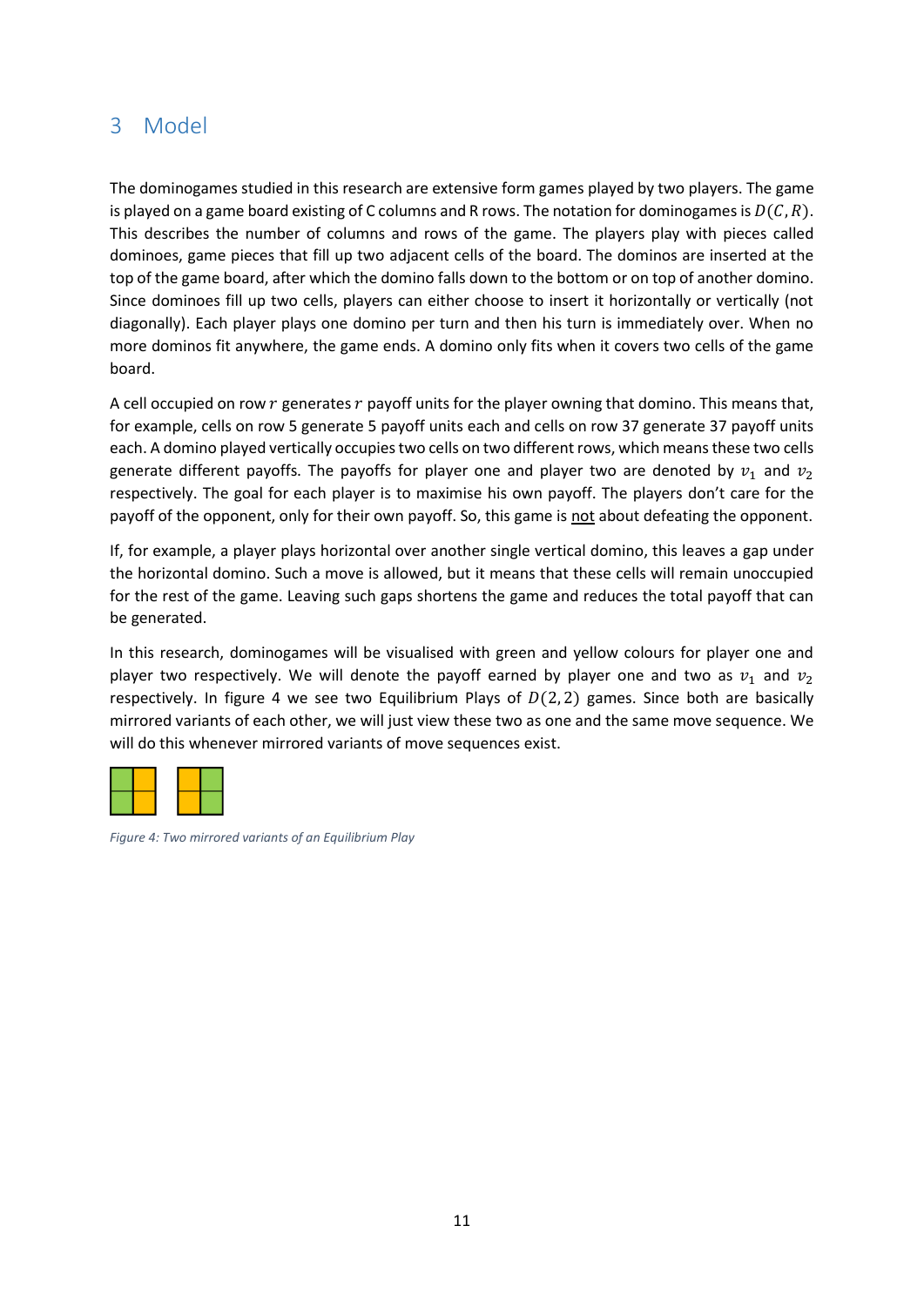## 3 Model

The dominogames studied in this research are extensive form games played by two players. The game is played on a game board existing of C columns and R rows. The notation for dominogames is $D(C, R)$. This describes the number of columns and rows of the game. The players play with pieces called dominoes, game pieces that fill up two adjacent cells of the board. The dominos are inserted at the top of the game board, after which the domino falls down to the bottom or on top of another domino. Since dominoes fill up two cells, players can either choose to insert it horizontally or vertically (not diagonally). Each player plays one domino per turn and then his turn is immediately over. When no more dominos fit anywhere, the game ends. A domino only fits when it covers two cells of the game board.

A cell occupied on row $r$ generates $r$ payoff units for the player owning that domino. This means that, for example, cells on row 5 generate 5 payoff units each and cells on row 37 generate 37 payoff units each. A domino played vertically occupies two cells on two different rows, which means these two cells generate different payoffs. The payoffs for player one and player two are denoted by $v_1$ and $v_2$ respectively. The goal for each player is to maximise his own payoff. The players don't care for the payoff of the opponent, only for their own payoff. So, this game is not about defeating the opponent.

If, for example, a player plays horizontal over another single vertical domino, this leaves a gap under the horizontal domino. Such a move is allowed, but it means that these cells will remain unoccupied for the rest of the game. Leaving such gaps shortens the game and reduces the total payoff that can be generated.

In this research, dominogames will be visualised with green and yellow colours for player one and player two respectively. We will denote the payoff earned by player one and two as $v_1$ and $v_2$ respectively. In figure 4 we see two Equilibrium Plays of $D(2, 2)$ games. Since both are basically mirrored variants of each other, we will just view these two as one and the same move sequence. We will do this whenever mirrored variants of move sequences exist.

*Figure 4: Two mirrored variants of an Equilibrium Play*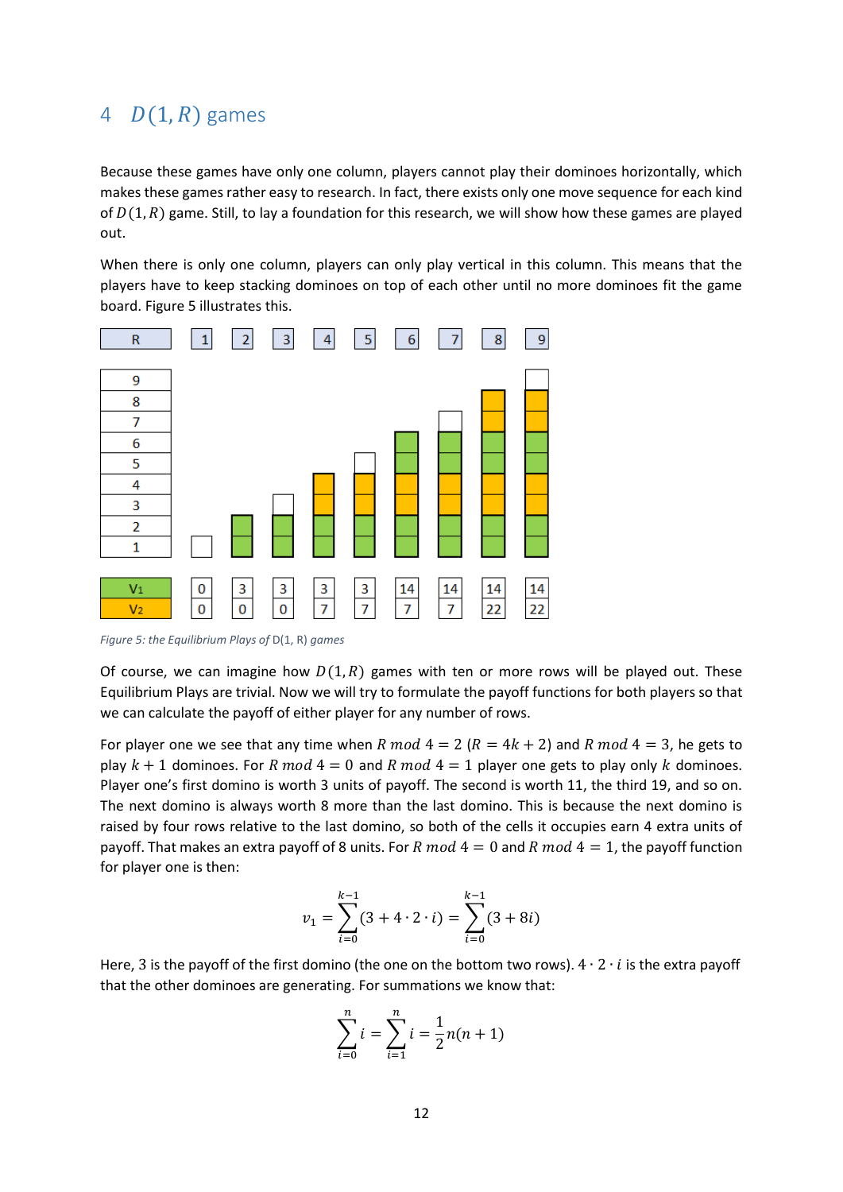# 4 $D(1, R)$ games

Because these games have only one column, players cannot play their dominoes horizontally, which makes these games rather easy to research. In fact, there exists only one move sequence for each kind of $D(1, R)$ game. Still, to lay a foundation for this research, we will show how these games are played out.

When there is only one column, players can only play vertical in this column. This means that the players have to keep stacking dominoes on top of each other until no more dominoes fit the game board. Figure 5 illustrates this.

| R | 1 | 2 | 3 | 4 | 5 | 6 | 7 | 8 | 9 |
|---|---|---|---|---|---|---|---|---|---|
| $V_1$ | 0 | 3 | 3 | 3 | 3 | 14 | 14 | 14 | 14 |
| $V_2$ | 0 | 0 | 0 | 7 | 7 | 7 | 7 | 22 | 22 |

*Figure 5: the Equilibrium Plays of* D(1, R) *games*

Of course, we can imagine how $D(1, R)$ games with ten or more rows will be played out. These Equilibrium Plays are trivial. Now we will try to formulate the payoff functions for both players so that we can calculate the payoff of either player for any number of rows.

For player one we see that any time when $R \bmod 4 = 2$ ($R = 4k + 2$) and $R \bmod 4 = 3$, he gets to play $k + 1$ dominoes. For $R \bmod 4 = 0$ and $R \bmod 4 = 1$ player one gets to play only $k$ dominoes. Player one's first domino is worth 3 units of payoff. The second is worth 11, the third 19, and so on. The next domino is always worth 8 more than the last domino. This is because the next domino is raised by four rows relative to the last domino, so both of the cells it occupies earn 4 extra units of payoff. That makes an extra payoff of 8 units. For $R \bmod 4 = 0$ and $R \bmod 4 = 1$, the payoff function for player one is then:

$$v_1 = \sum_{i=0}^{k-1} (3 + 4 \cdot 2 \cdot i) = \sum_{i=0}^{k-1} (3 + 8i)$$

Here, 3 is the payoff of the first domino (the one on the bottom two rows). $4 \cdot 2 \cdot i$ is the extra payoff that the other dominoes are generating. For summations we know that:

$$\sum_{i=0}^{n} i = \sum_{i=1}^{n} i = \frac{1}{2} n(n + 1)$$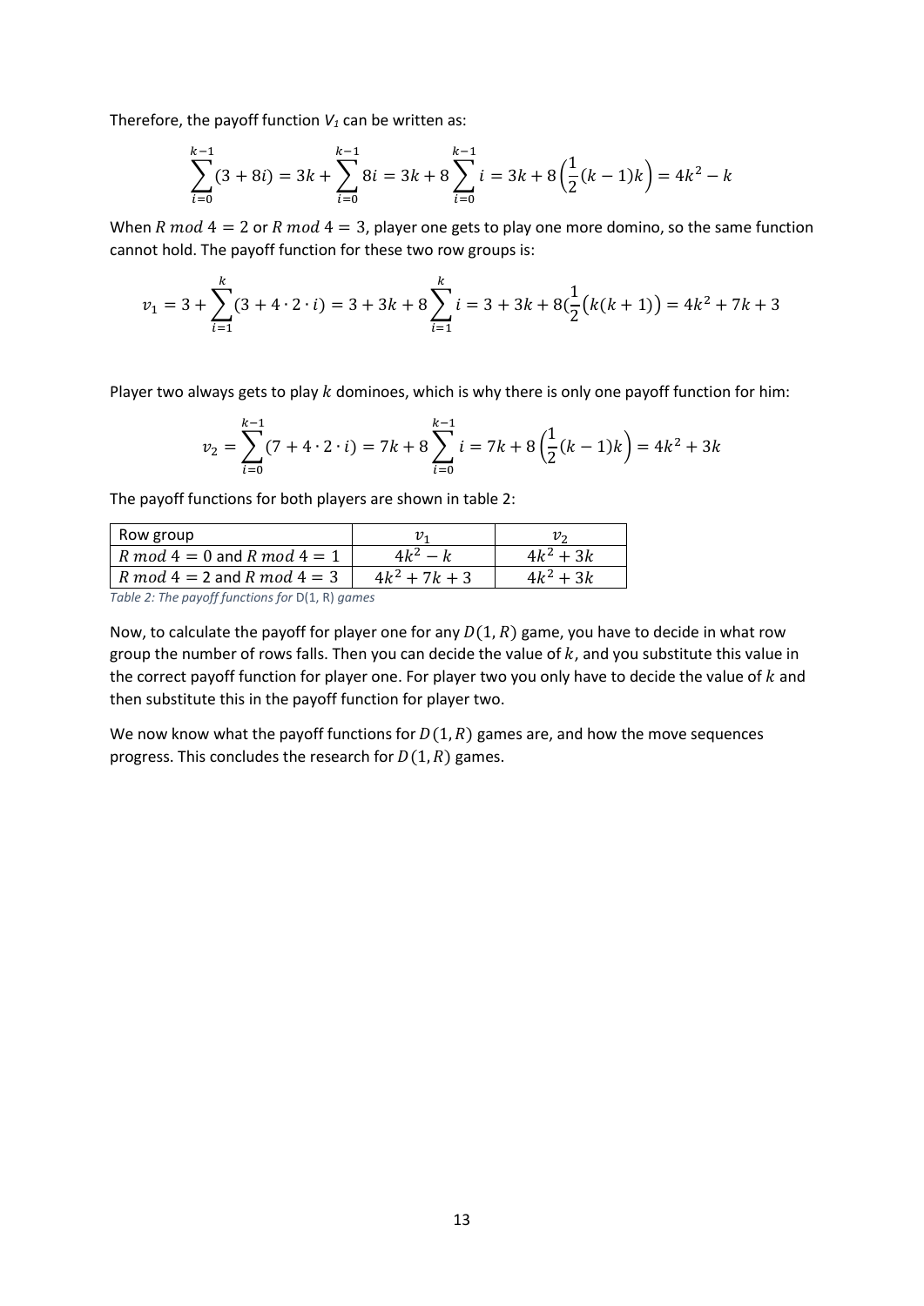Therefore, the payoff function $V_1$ can be written as:

$$\sum_{i=0}^{k-1}(3+8i) = 3k + \sum_{i=0}^{k-1} 8i = 3k + 8\sum_{i=0}^{k-1} i = 3k + 8\left(\frac{1}{2}(k-1)k\right) = 4k^2 - k$$

When $R \bmod 4 = 2$ or $R \bmod 4 = 3$, player one gets to play one more domino, so the same function cannot hold. The payoff function for these two row groups is:

$$v_1 = 3 + \sum_{i=1}^{k}(3 + 4 \cdot 2 \cdot i) = 3 + 3k + 8\sum_{i=1}^{k} i = 3 + 3k + 8(\frac{1}{2}\big(k(k+1)\big) = 4k^2 + 7k + 3$$

Player two always gets to play $k$ dominoes, which is why there is only one payoff function for him:

$$v_2 = \sum_{i=0}^{k-1}(7 + 4 \cdot 2 \cdot i) = 7k + 8\sum_{i=0}^{k-1} i = 7k + 8\left(\frac{1}{2}(k-1)k\right) = 4k^2 + 3k$$

The payoff functions for both players are shown in table 2:

| Row group | $v_1$ | $v_2$ |
|---|---|---|
| $R \bmod 4 = 0$ and $R \bmod 4 = 1$ | $4k^2 - k$ | $4k^2 + 3k$ |
| $R \bmod 4 = 2$ and $R \bmod 4 = 3$ | $4k^2 + 7k + 3$ | $4k^2 + 3k$ |

*Table 2: The payoff functions for D(1, R) games*

Now, to calculate the payoff for player one for any $D(1, R)$ game, you have to decide in what row group the number of rows falls. Then you can decide the value of $k$, and you substitute this value in the correct payoff function for player one. For player two you only have to decide the value of $k$ and then substitute this in the payoff function for player two.

We now know what the payoff functions for $D(1, R)$ games are, and how the move sequences progress. This concludes the research for $D(1, R)$ games.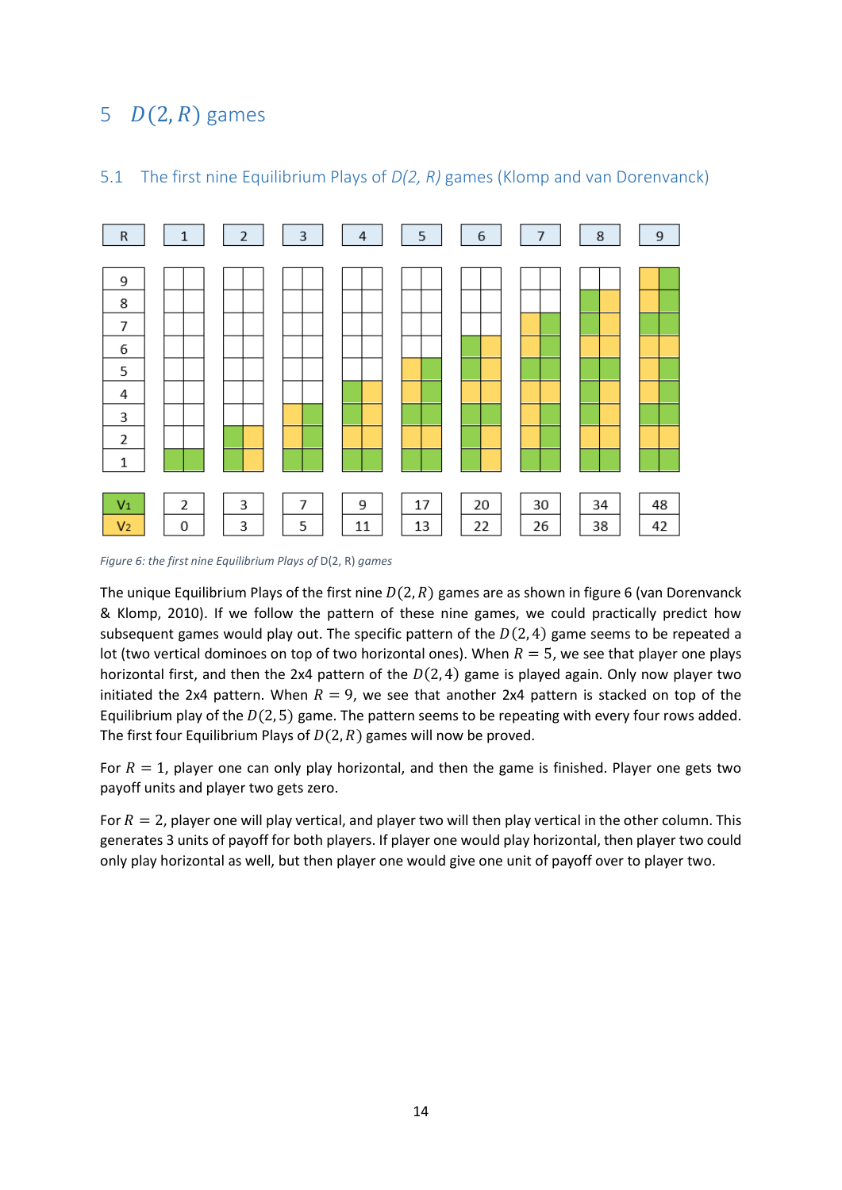# 5 $D(2, R)$ games

## 5.1 The first nine Equilibrium Plays of *D(2, R)* games (Klomp and van Dorenvanck)

| R | 1 | 2 | 3 | 4 | 5 | 6 | 7 | 8 | 9 |
|---|---|---|---|---|---|---|---|---|---|
| $V_1$ | 2 | 3 | 7 | 9 | 17 | 20 | 30 | 34 | 48 |
| $V_2$ | 0 | 3 | 5 | 11 | 13 | 22 | 26 | 38 | 42 |

*Figure 6: the first nine Equilibrium Plays of* D(2, R) *games*

The unique Equilibrium Plays of the first nine $D(2, R)$ games are as shown in figure 6 (van Dorenvanck & Klomp, 2010). If we follow the pattern of these nine games, we could practically predict how subsequent games would play out. The specific pattern of the $D(2, 4)$ game seems to be repeated a lot (two vertical dominoes on top of two horizontal ones). When $R = 5$, we see that player one plays horizontal first, and then the 2x4 pattern of the $D(2, 4)$ game is played again. Only now player two initiated the 2x4 pattern. When $R = 9$, we see that another 2x4 pattern is stacked on top of the Equilibrium play of the $D(2, 5)$ game. The pattern seems to be repeating with every four rows added. The first four Equilibrium Plays of $D(2, R)$ games will now be proved.

For $R = 1$, player one can only play horizontal, and then the game is finished. Player one gets two payoff units and player two gets zero.

For $R = 2$, player one will play vertical, and player two will then play vertical in the other column. This generates 3 units of payoff for both players. If player one would play horizontal, then player two could only play horizontal as well, but then player one would give one unit of payoff over to player two.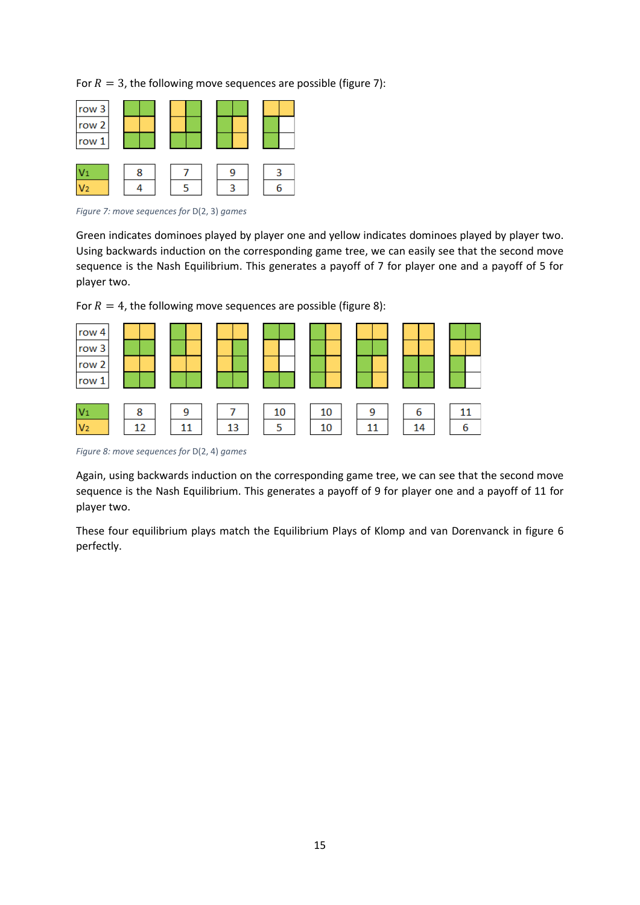For $R = 3$, the following move sequences are possible (figure 7):

| | | | | |
|---|---|---|---|---|
| $V_1$ | 8 | 7 | 9 | 3 |
| $V_2$ | 4 | 5 | 3 | 6 |

*Figure 7: move sequences for* D(2, 3) *games*

Green indicates dominoes played by player one and yellow indicates dominoes played by player two. Using backwards induction on the corresponding game tree, we can easily see that the second move sequence is the Nash Equilibrium. This generates a payoff of 7 for player one and a payoff of 5 for player two.

For $R = 4$, the following move sequences are possible (figure 8):

| | | | | | | | | |
|---|---|---|---|---|---|---|---|---|
| $V_1$ | 8 | 9 | 7 | 10 | 10 | 9 | 6 | 11 |
| $V_2$ | 12 | 11 | 13 | 5 | 10 | 11 | 14 | 6 |

*Figure 8: move sequences for* D(2, 4) *games*

Again, using backwards induction on the corresponding game tree, we can see that the second move sequence is the Nash Equilibrium. This generates a payoff of 9 for player one and a payoff of 11 for player two.

These four equilibrium plays match the Equilibrium Plays of Klomp and van Dorenvanck in figure 6 perfectly.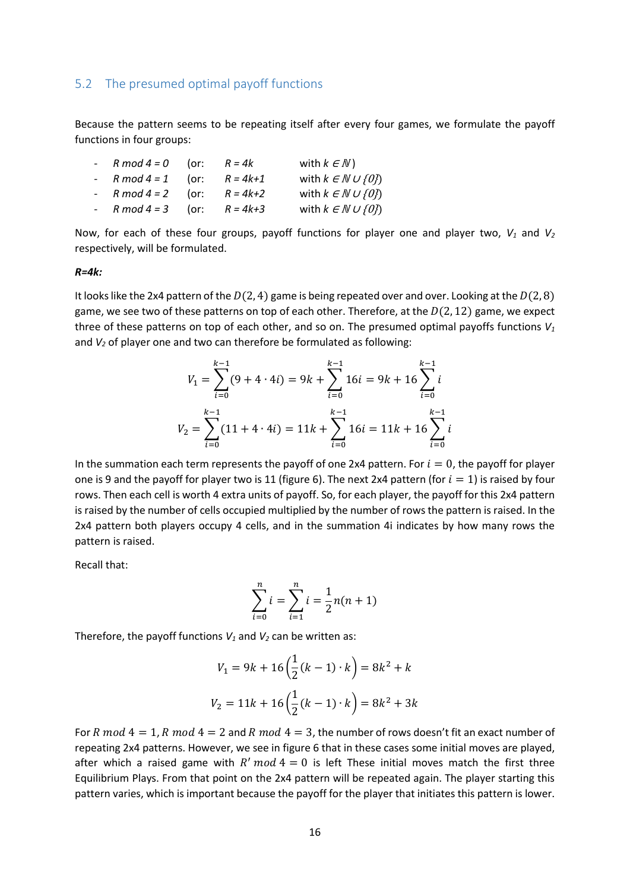## 5.2 The presumed optimal payoff functions

Because the pattern seems to be repeating itself after every four games, we formulate the payoff functions in four groups:

- *R mod 4 = 0* (or: *R = 4k* with $k \in \mathbb{N}$)
- *R mod 4 = 1* (or: *R = 4k+1* with $k \in \mathbb{N} \cup \{0\}$)
- *R mod 4 = 2* (or: *R = 4k+2* with $k \in \mathbb{N} \cup \{0\}$)
- *R mod 4 = 3* (or: *R = 4k+3* with $k \in \mathbb{N} \cup \{0\}$)

Now, for each of these four groups, payoff functions for player one and player two, $V_1$ and $V_2$ respectively, will be formulated.

***R=4k:***

It looks like the 2x4 pattern of the $D(2,4)$ game is being repeated over and over. Looking at the $D(2,8)$ game, we see two of these patterns on top of each other. Therefore, at the $D(2,12)$ game, we expect three of these patterns on top of each other, and so on. The presumed optimal payoffs functions $V_1$ and $V_2$ of player one and two can therefore be formulated as following:

$$V_1 = \sum_{i=0}^{k-1}(9 + 4 \cdot 4i) = 9k + \sum_{i=0}^{k-1} 16i = 9k + 16\sum_{i=0}^{k-1} i$$

$$V_2 = \sum_{i=0}^{k-1}(11 + 4 \cdot 4i) = 11k + \sum_{i=0}^{k-1} 16i = 11k + 16\sum_{i=0}^{k-1} i$$

In the summation each term represents the payoff of one 2x4 pattern. For $i = 0$, the payoff for player one is 9 and the payoff for player two is 11 (figure 6). The next 2x4 pattern (for $i = 1$) is raised by four rows. Then each cell is worth 4 extra units of payoff. So, for each player, the payoff for this 2x4 pattern is raised by the number of cells occupied multiplied by the number of rows the pattern is raised. In the 2x4 pattern both players occupy 4 cells, and in the summation 4i indicates by how many rows the pattern is raised.

Recall that:

$$\sum_{i=0}^{n} i = \sum_{i=1}^{n} i = \frac{1}{2}n(n+1)$$

Therefore, the payoff functions $V_1$ and $V_2$ can be written as:

$$V_1 = 9k + 16\left(\frac{1}{2}(k-1) \cdot k\right) = 8k^2 + k$$

$$V_2 = 11k + 16\left(\frac{1}{2}(k-1) \cdot k\right) = 8k^2 + 3k$$

For $R \bmod 4 = 1$, $R \bmod 4 = 2$ and $R \bmod 4 = 3$, the number of rows doesn't fit an exact number of repeating 2x4 patterns. However, we see in figure 6 that in these cases some initial moves are played, after which a raised game with $R' \bmod 4 = 0$ is left These initial moves match the first three Equilibrium Plays. From that point on the 2x4 pattern will be repeated again. The player starting this pattern varies, which is important because the payoff for the player that initiates this pattern is lower.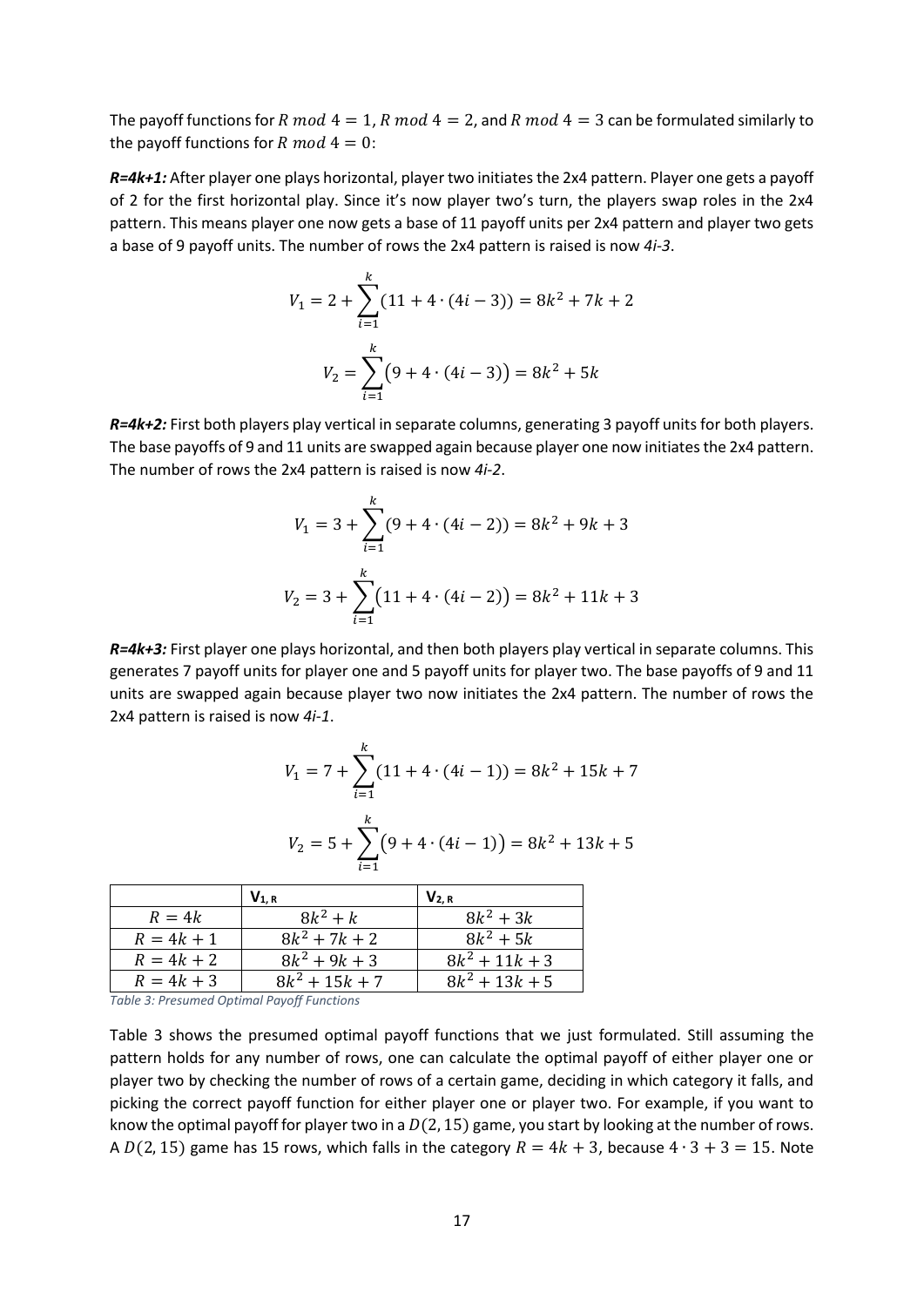The payoff functions for $R \bmod 4 = 1$, $R \bmod 4 = 2$, and $R \bmod 4 = 3$ can be formulated similarly to the payoff functions for $R \bmod 4 = 0$:

***R=4k+1:*** After player one plays horizontal, player two initiates the 2x4 pattern. Player one gets a payoff of 2 for the first horizontal play. Since it's now player two's turn, the players swap roles in the 2x4 pattern. This means player one now gets a base of 11 payoff units per 2x4 pattern and player two gets a base of 9 payoff units. The number of rows the 2x4 pattern is raised is now *4i-3*.

$$V_1 = 2 + \sum_{i=1}^{k} (11 + 4 \cdot (4i - 3)) = 8k^2 + 7k + 2$$

$$V_2 = \sum_{i=1}^{k} \left(9 + 4 \cdot (4i - 3)\right) = 8k^2 + 5k$$

***R=4k+2:*** First both players play vertical in separate columns, generating 3 payoff units for both players. The base payoffs of 9 and 11 units are swapped again because player one now initiates the 2x4 pattern. The number of rows the 2x4 pattern is raised is now *4i-2*.

$$V_1 = 3 + \sum_{i=1}^{k} (9 + 4 \cdot (4i - 2)) = 8k^2 + 9k + 3$$

$$V_2 = 3 + \sum_{i=1}^{k} \left(11 + 4 \cdot (4i - 2)\right) = 8k^2 + 11k + 3$$

***R=4k+3:*** First player one plays horizontal, and then both players play vertical in separate columns. This generates 7 payoff units for player one and 5 payoff units for player two. The base payoffs of 9 and 11 units are swapped again because player two now initiates the 2x4 pattern. The number of rows the 2x4 pattern is raised is now *4i-1*.

$$V_1 = 7 + \sum_{i=1}^{k} (11 + 4 \cdot (4i - 1)) = 8k^2 + 15k + 7$$

$$V_2 = 5 + \sum_{i=1}^{k} \left(9 + 4 \cdot (4i - 1)\right) = 8k^2 + 13k + 5$$

| | $V_{1,R}$ | $V_{2,R}$ |
|---|---|---|
| $R = 4k$ | $8k^2 + k$ | $8k^2 + 3k$ |
| $R = 4k + 1$ | $8k^2 + 7k + 2$ | $8k^2 + 5k$ |
| $R = 4k + 2$ | $8k^2 + 9k + 3$ | $8k^2 + 11k + 3$ |
| $R = 4k + 3$ | $8k^2 + 15k + 7$ | $8k^2 + 13k + 5$ |

*Table 3: Presumed Optimal Payoff Functions*

Table 3 shows the presumed optimal payoff functions that we just formulated. Still assuming the pattern holds for any number of rows, one can calculate the optimal payoff of either player one or player two by checking the number of rows of a certain game, deciding in which category it falls, and picking the correct payoff function for either player one or player two. For example, if you want to know the optimal payoff for player two in a $D(2, 15)$ game, you start by looking at the number of rows. A $D(2, 15)$ game has 15 rows, which falls in the category $R = 4k + 3$, because $4 \cdot 3 + 3 = 15$. Note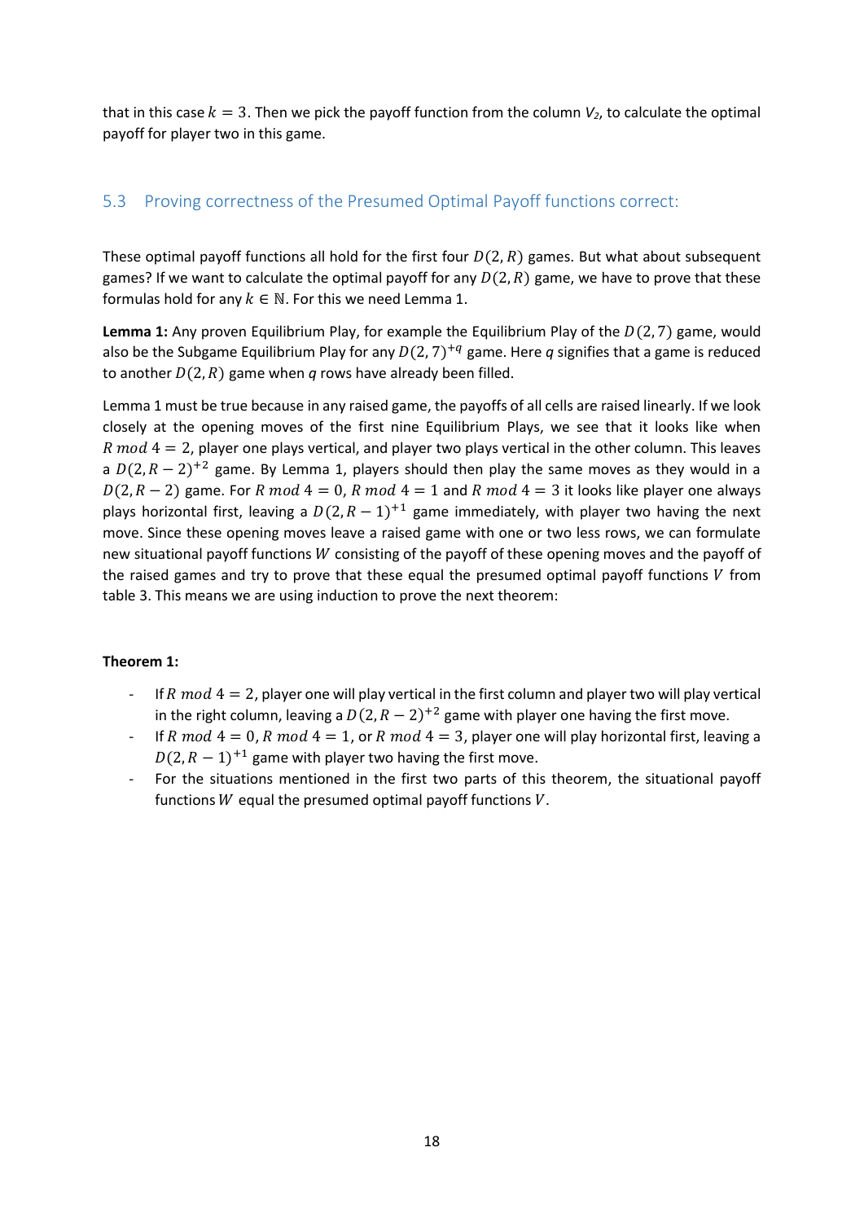that in this case $k = 3$. Then we pick the payoff function from the column $V_2$, to calculate the optimal payoff for player two in this game.

## 5.3 Proving correctness of the Presumed Optimal Payoff functions correct:

These optimal payoff functions all hold for the first four $D(2,R)$ games. But what about subsequent games? If we want to calculate the optimal payoff for any $D(2,R)$ game, we have to prove that these formulas hold for any $k \in \mathbb{N}$. For this we need Lemma 1.

**Lemma 1:** Any proven Equilibrium Play, for example the Equilibrium Play of the $D(2,7)$ game, would also be the Subgame Equilibrium Play for any $D(2,7)^{+q}$ game. Here *q* signifies that a game is reduced to another $D(2,R)$ game when *q* rows have already been filled.

Lemma 1 must be true because in any raised game, the payoffs of all cells are raised linearly. If we look closely at the opening moves of the first nine Equilibrium Plays, we see that it looks like when $R \bmod 4 = 2$, player one plays vertical, and player two plays vertical in the other column. This leaves a $D(2,R-2)^{+2}$ game. By Lemma 1, players should then play the same moves as they would in a $D(2,R-2)$ game. For $R \bmod 4 = 0$, $R \bmod 4 = 1$ and $R \bmod 4 = 3$ it looks like player one always plays horizontal first, leaving a $D(2,R-1)^{+1}$ game immediately, with player two having the next move. Since these opening moves leave a raised game with one or two less rows, we can formulate new situational payoff functions $W$ consisting of the payoff of these opening moves and the payoff of the raised games and try to prove that these equal the presumed optimal payoff functions $V$ from table 3. This means we are using induction to prove the next theorem:

**Theorem 1:**

- If $R \bmod 4 = 2$, player one will play vertical in the first column and player two will play vertical in the right column, leaving a $D(2,R-2)^{+2}$ game with player one having the first move.
- If $R \bmod 4 = 0$, $R \bmod 4 = 1$, or $R \bmod 4 = 3$, player one will play horizontal first, leaving a $D(2,R-1)^{+1}$ game with player two having the first move.
- For the situations mentioned in the first two parts of this theorem, the situational payoff functions $W$ equal the presumed optimal payoff functions $V$.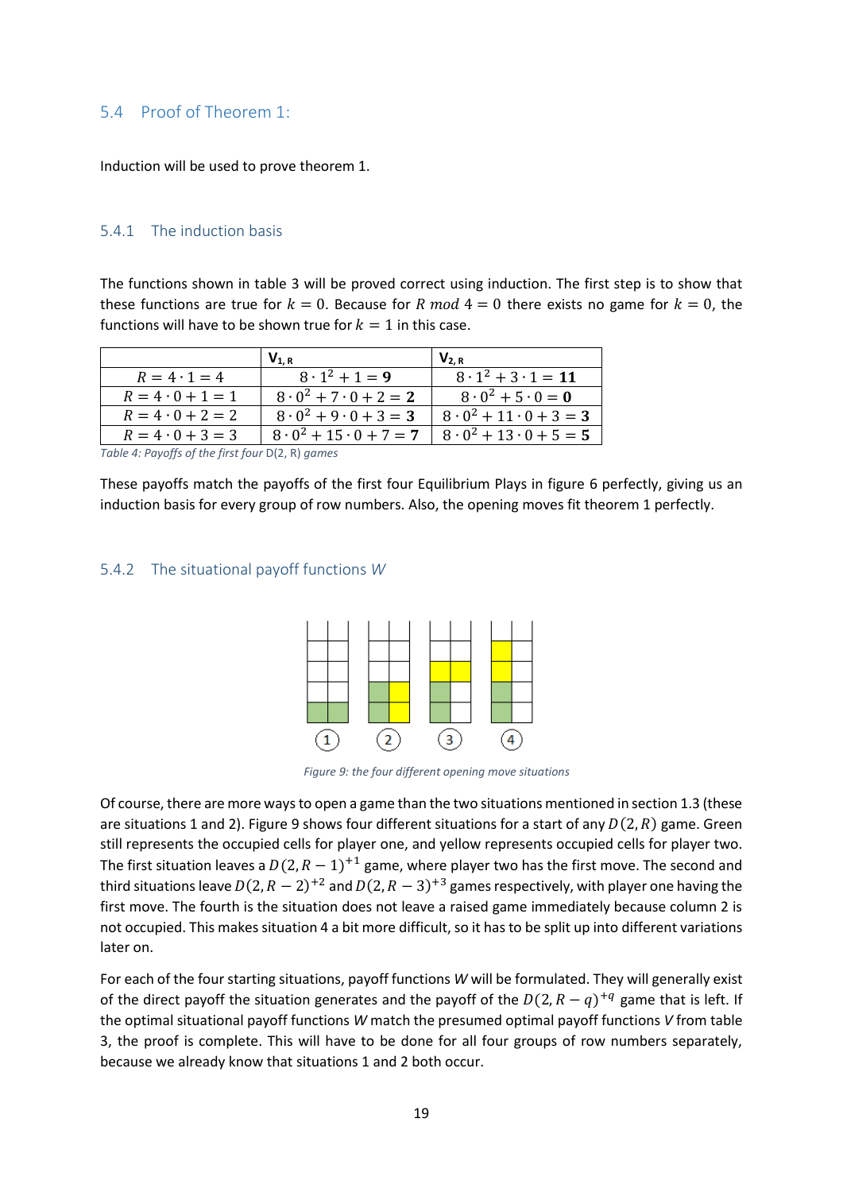## 5.4 Proof of Theorem 1:

Induction will be used to prove theorem 1.

### 5.4.1 The induction basis

The functions shown in table 3 will be proved correct using induction. The first step is to show that these functions are true for $k = 0$. Because for $R \; mod \; 4 = 0$ there exists no game for $k = 0$, the functions will have to be shown true for $k = 1$ in this case.

| | $V_{1,R}$ | $V_{2,R}$ |
|---|---|---|
| $R = 4 \cdot 1 = 4$ | $8 \cdot 1^2 + 1 = \mathbf{9}$ | $8 \cdot 1^2 + 3 \cdot 1 = \mathbf{11}$ |
| $R = 4 \cdot 0 + 1 = 1$ | $8 \cdot 0^2 + 7 \cdot 0 + 2 = \mathbf{2}$ | $8 \cdot 0^2 + 5 \cdot 0 = \mathbf{0}$ |
| $R = 4 \cdot 0 + 2 = 2$ | $8 \cdot 0^2 + 9 \cdot 0 + 3 = \mathbf{3}$ | $8 \cdot 0^2 + 11 \cdot 0 + 3 = \mathbf{3}$ |
| $R = 4 \cdot 0 + 3 = 3$ | $8 \cdot 0^2 + 15 \cdot 0 + 7 = \mathbf{7}$ | $8 \cdot 0^2 + 13 \cdot 0 + 5 = \mathbf{5}$ |

*Table 4: Payoffs of the first four* D(2, R) *games*

These payoffs match the payoffs of the first four Equilibrium Plays in figure 6 perfectly, giving us an induction basis for every group of row numbers. Also, the opening moves fit theorem 1 perfectly.

### 5.4.2 The situational payoff functions *W*

*Figure 9: the four different opening move situations*

Of course, there are more ways to open a game than the two situations mentioned in section 1.3 (these are situations 1 and 2). Figure 9 shows four different situations for a start of any $D(2, R)$ game. Green still represents the occupied cells for player one, and yellow represents occupied cells for player two. The first situation leaves a $D(2, R-1)^{+1}$ game, where player two has the first move. The second and third situations leave $D(2, R-2)^{+2}$ and $D(2, R-3)^{+3}$ games respectively, with player one having the first move. The fourth is the situation does not leave a raised game immediately because column 2 is not occupied. This makes situation 4 a bit more difficult, so it has to be split up into different variations later on.

For each of the four starting situations, payoff functions *W* will be formulated. They will generally exist of the direct payoff the situation generates and the payoff of the $D(2, R-q)^{+q}$ game that is left. If the optimal situational payoff functions *W* match the presumed optimal payoff functions *V* from table 3, the proof is complete. This will have to be done for all four groups of row numbers separately, because we already know that situations 1 and 2 both occur.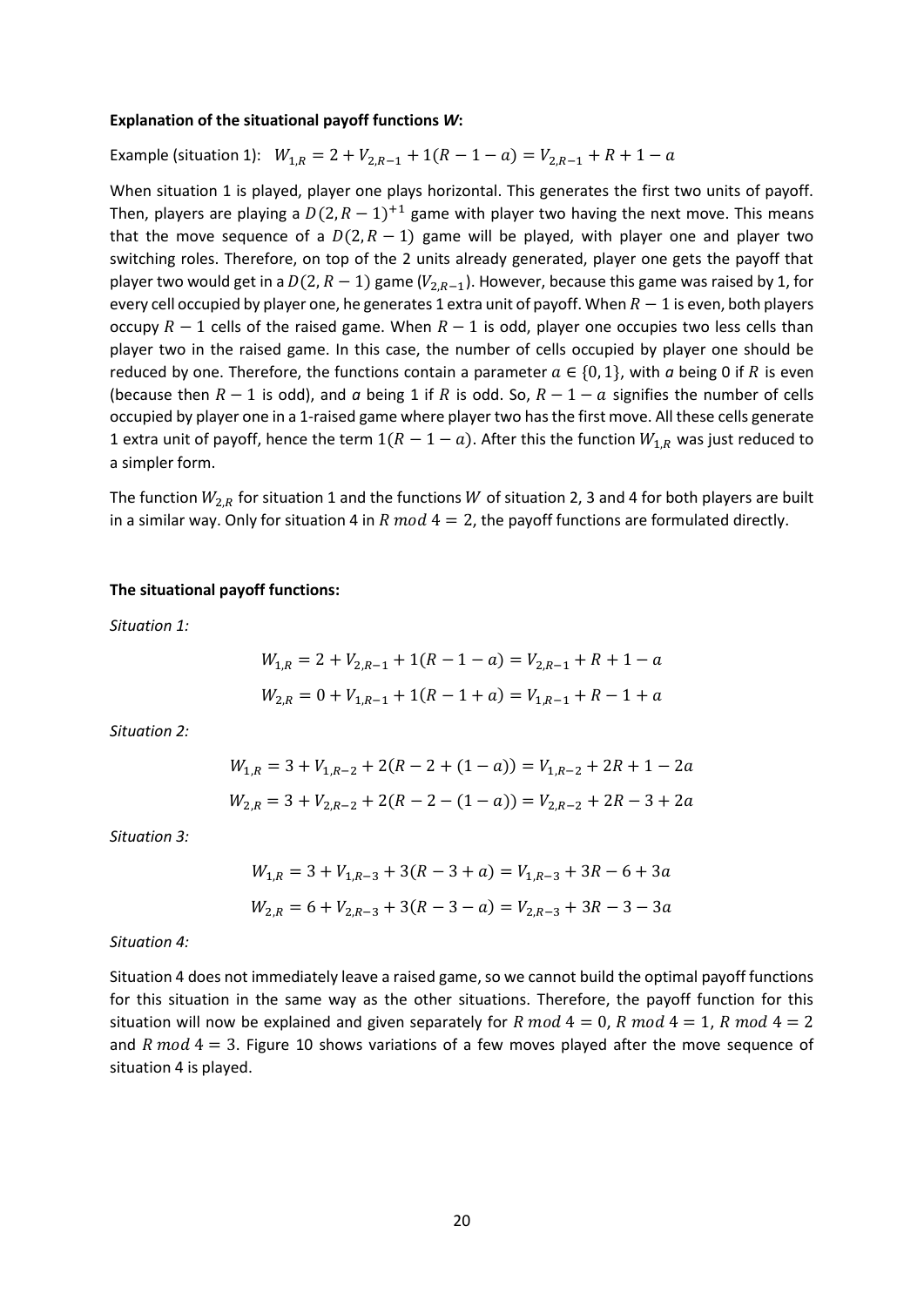**Explanation of the situational payoff functions *W*:**

Example (situation 1): $W_{1,R} = 2 + V_{2,R-1} + 1(R - 1 - a) = V_{2,R-1} + R + 1 - a$

When situation 1 is played, player one plays horizontal. This generates the first two units of payoff. Then, players are playing a $D(2, R-1)^{+1}$ game with player two having the next move. This means that the move sequence of a $D(2, R-1)$ game will be played, with player one and player two switching roles. Therefore, on top of the 2 units already generated, player one gets the payoff that player two would get in a $D(2, R-1)$ game ($V_{2,R-1}$). However, because this game was raised by 1, for every cell occupied by player one, he generates 1 extra unit of payoff. When $R-1$ is even, both players occupy $R-1$ cells of the raised game. When $R-1$ is odd, player one occupies two less cells than player two in the raised game. In this case, the number of cells occupied by player one should be reduced by one. Therefore, the functions contain a parameter $a \in \{0, 1\}$, with *a* being 0 if $R$ is even (because then $R-1$ is odd), and *a* being 1 if $R$ is odd. So, $R - 1 - a$ signifies the number of cells occupied by player one in a 1-raised game where player two has the first move. All these cells generate 1 extra unit of payoff, hence the term $1(R - 1 - a)$. After this the function $W_{1,R}$ was just reduced to a simpler form.

The function $W_{2,R}$ for situation 1 and the functions $W$ of situation 2, 3 and 4 for both players are built in a similar way. Only for situation 4 in $R \bmod 4 = 2$, the payoff functions are formulated directly.

**The situational payoff functions:**

*Situation 1:*

$$W_{1,R} = 2 + V_{2,R-1} + 1(R - 1 - a) = V_{2,R-1} + R + 1 - a$$

$$W_{2,R} = 0 + V_{1,R-1} + 1(R - 1 + a) = V_{1,R-1} + R - 1 + a$$

*Situation 2:*

$$W_{1,R} = 3 + V_{1,R-2} + 2(R - 2 + (1 - a)) = V_{1,R-2} + 2R + 1 - 2a$$

$$W_{2,R} = 3 + V_{2,R-2} + 2(R - 2 - (1 - a)) = V_{2,R-2} + 2R - 3 + 2a$$

*Situation 3:*

$$W_{1,R} = 3 + V_{1,R-3} + 3(R - 3 + a) = V_{1,R-3} + 3R - 6 + 3a$$

$$W_{2,R} = 6 + V_{2,R-3} + 3(R - 3 - a) = V_{2,R-3} + 3R - 3 - 3a$$

*Situation 4:*

Situation 4 does not immediately leave a raised game, so we cannot build the optimal payoff functions for this situation in the same way as the other situations. Therefore, the payoff function for this situation will now be explained and given separately for $R \bmod 4 = 0$, $R \bmod 4 = 1$, $R \bmod 4 = 2$ and $R \bmod 4 = 3$. Figure 10 shows variations of a few moves played after the move sequence of situation 4 is played.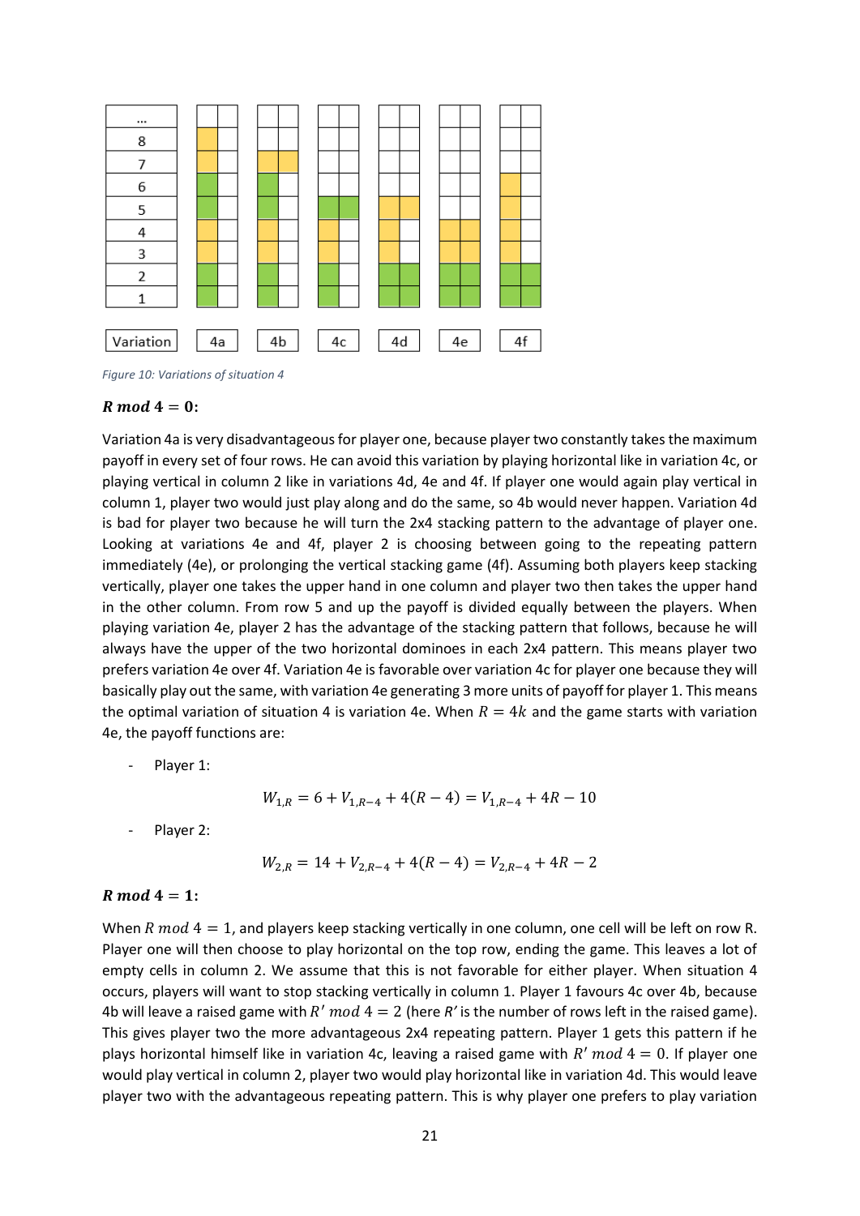Figure 10: Variations of situation 4

**$R \bmod 4 = 0$:**

Variation 4a is very disadvantageous for player one, because player two constantly takes the maximum payoff in every set of four rows. He can avoid this variation by playing horizontal like in variation 4c, or playing vertical in column 2 like in variations 4d, 4e and 4f. If player one would again play vertical in column 1, player two would just play along and do the same, so 4b would never happen. Variation 4d is bad for player two because he will turn the 2x4 stacking pattern to the advantage of player one. Looking at variations 4e and 4f, player 2 is choosing between going to the repeating pattern immediately (4e), or prolonging the vertical stacking game (4f). Assuming both players keep stacking vertically, player one takes the upper hand in one column and player two then takes the upper hand in the other column. From row 5 and up the payoff is divided equally between the players. When playing variation 4e, player 2 has the advantage of the stacking pattern that follows, because he will always have the upper of the two horizontal dominoes in each 2x4 pattern. This means player two prefers variation 4e over 4f. Variation 4e is favorable over variation 4c for player one because they will basically play out the same, with variation 4e generating 3 more units of payoff for player 1. This means the optimal variation of situation 4 is variation 4e. When $R = 4k$ and the game starts with variation 4e, the payoff functions are:

- Player 1:

$$W_{1,R} = 6 + V_{1,R-4} + 4(R-4) = V_{1,R-4} + 4R - 10$$

- Player 2:

$$W_{2,R} = 14 + V_{2,R-4} + 4(R-4) = V_{2,R-4} + 4R - 2$$

**$R \bmod 4 = 1$:**

When $R \bmod 4 = 1$, and players keep stacking vertically in one column, one cell will be left on row R. Player one will then choose to play horizontal on the top row, ending the game. This leaves a lot of empty cells in column 2. We assume that this is not favorable for either player. When situation 4 occurs, players will want to stop stacking vertically in column 1. Player 1 favours 4c over 4b, because 4b will leave a raised game with $R' \bmod 4 = 2$ (here $R'$ is the number of rows left in the raised game). This gives player two the more advantageous 2x4 repeating pattern. Player 1 gets this pattern if he plays horizontal himself like in variation 4c, leaving a raised game with $R' \bmod 4 = 0$. If player one would play vertical in column 2, player two would play horizontal like in variation 4d. This would leave player two with the advantageous repeating pattern. This is why player one prefers to play variation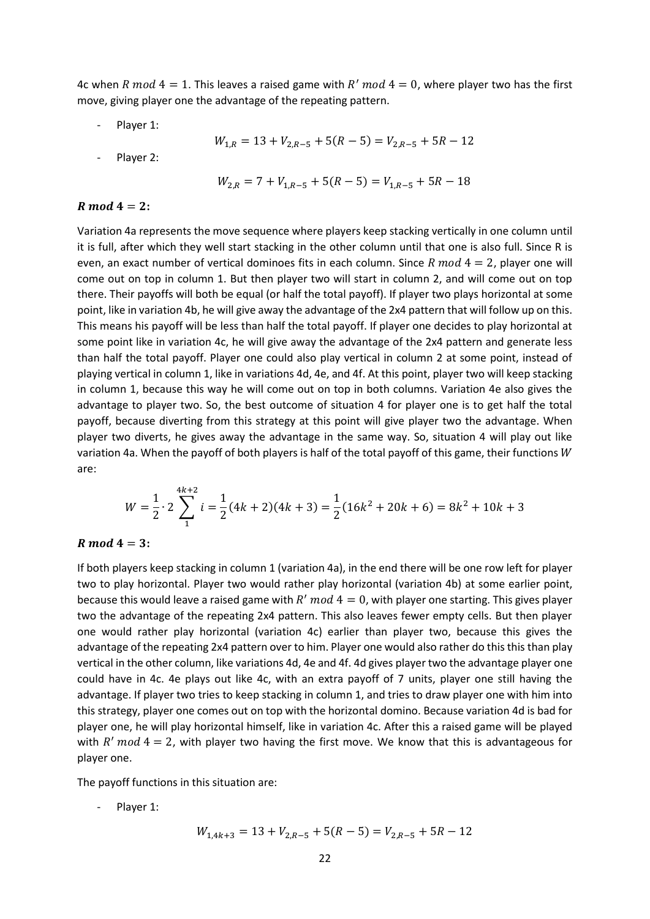4c when $R \bmod 4 = 1$. This leaves a raised game with $R' \bmod 4 = 0$, where player two has the first move, giving player one the advantage of the repeating pattern.

- Player 1:

$$W_{1,R} = 13 + V_{2,R-5} + 5(R-5) = V_{2,R-5} + 5R - 12$$

- Player 2:

$$W_{2,R} = 7 + V_{1,R-5} + 5(R-5) = V_{1,R-5} + 5R - 18$$

### $R \bmod 4 = 2$:

Variation 4a represents the move sequence where players keep stacking vertically in one column until it is full, after which they well start stacking in the other column until that one is also full. Since R is even, an exact number of vertical dominoes fits in each column. Since $R \bmod 4 = 2$, player one will come out on top in column 1. But then player two will start in column 2, and will come out on top there. Their payoffs will both be equal (or half the total payoff). If player two plays horizontal at some point, like in variation 4b, he will give away the advantage of the 2x4 pattern that will follow up on this. This means his payoff will be less than half the total payoff. If player one decides to play horizontal at some point like in variation 4c, he will give away the advantage of the 2x4 pattern and generate less than half the total payoff. Player one could also play vertical in column 2 at some point, instead of playing vertical in column 1, like in variations 4d, 4e, and 4f. At this point, player two will keep stacking in column 1, because this way he will come out on top in both columns. Variation 4e also gives the advantage to player two. So, the best outcome of situation 4 for player one is to get half the total payoff, because diverting from this strategy at this point will give player two the advantage. When player two diverts, he gives away the advantage in the same way. So, situation 4 will play out like variation 4a. When the payoff of both players is half of the total payoff of this game, their functions $W$ are:

$$W = \frac{1}{2} \cdot 2 \sum_{1}^{4k+2} i = \frac{1}{2}(4k+2)(4k+3) = \frac{1}{2}(16k^2 + 20k + 6) = 8k^2 + 10k + 3$$

### $R \bmod 4 = 3$:

If both players keep stacking in column 1 (variation 4a), in the end there will be one row left for player two to play horizontal. Player two would rather play horizontal (variation 4b) at some earlier point, because this would leave a raised game with $R' \bmod 4 = 0$, with player one starting. This gives player two the advantage of the repeating 2x4 pattern. This also leaves fewer empty cells. But then player one would rather play horizontal (variation 4c) earlier than player two, because this gives the advantage of the repeating 2x4 pattern over to him. Player one would also rather do this this than play vertical in the other column, like variations 4d, 4e and 4f. 4d gives player two the advantage player one could have in 4c. 4e plays out like 4c, with an extra payoff of 7 units, player one still having the advantage. If player two tries to keep stacking in column 1, and tries to draw player one with him into this strategy, player one comes out on top with the horizontal domino. Because variation 4d is bad for player one, he will play horizontal himself, like in variation 4c. After this a raised game will be played with $R' \bmod 4 = 2$, with player two having the first move. We know that this is advantageous for player one.

The payoff functions in this situation are:

- Player 1:

$$W_{1,4k+3} = 13 + V_{2,R-5} + 5(R-5) = V_{2,R-5} + 5R - 12$$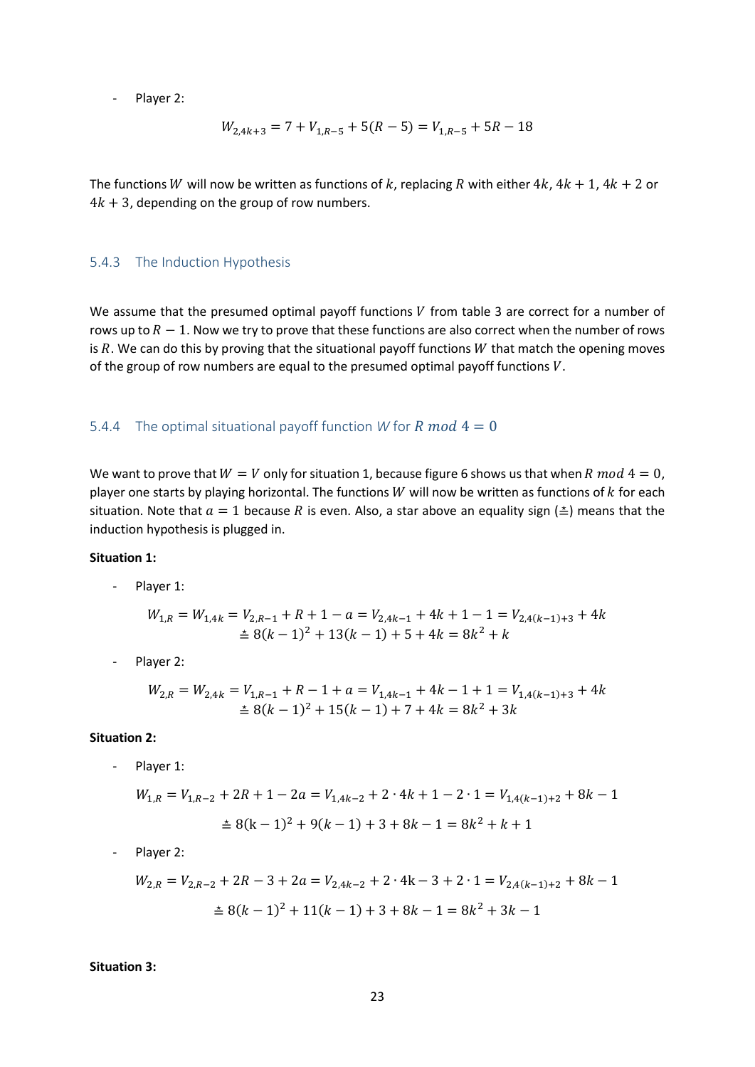- Player 2:

$$W_{2,4k+3} = 7 + V_{1,R-5} + 5(R-5) = V_{1,R-5} + 5R - 18$$

The functions $W$ will now be written as functions of $k$, replacing $R$ with either $4k$, $4k+1$, $4k+2$ or $4k+3$, depending on the group of row numbers.

### 5.4.3 The Induction Hypothesis

We assume that the presumed optimal payoff functions $V$ from table 3 are correct for a number of rows up to $R-1$. Now we try to prove that these functions are also correct when the number of rows is $R$. We can do this by proving that the situational payoff functions $W$ that match the opening moves of the group of row numbers are equal to the presumed optimal payoff functions $V$.

### 5.4.4 The optimal situational payoff function $W$ for $R \bmod 4 = 0$

We want to prove that $W = V$ only for situation 1, because figure 6 shows us that when $R \bmod 4 = 0$, player one starts by playing horizontal. The functions $W$ will now be written as functions of $k$ for each situation. Note that $a = 1$ because $R$ is even. Also, a star above an equality sign ($\stackrel{*}{=}$) means that the induction hypothesis is plugged in.

**Situation 1:**

- Player 1:

$$W_{1,R} = W_{1,4k} = V_{2,R-1} + R + 1 - a = V_{2,4k-1} + 4k + 1 - 1 = V_{2,4(k-1)+3} + 4k$$
$$\stackrel{*}{=} 8(k-1)^2 + 13(k-1) + 5 + 4k = 8k^2 + k$$

- Player 2:

$$W_{2,R} = W_{2,4k} = V_{1,R-1} + R - 1 + a = V_{1,4k-1} + 4k - 1 + 1 = V_{1,4(k-1)+3} + 4k$$
$$\stackrel{*}{=} 8(k-1)^2 + 15(k-1) + 7 + 4k = 8k^2 + 3k$$

**Situation 2:**

- Player 1:

$$W_{1,R} = V_{1,R-2} + 2R + 1 - 2a = V_{1,4k-2} + 2 \cdot 4k + 1 - 2 \cdot 1 = V_{1,4(k-1)+2} + 8k - 1$$

$$\stackrel{*}{=} 8(k-1)^2 + 9(k-1) + 3 + 8k - 1 = 8k^2 + k + 1$$

- Player 2:

$$W_{2,R} = V_{2,R-2} + 2R - 3 + 2a = V_{2,4k-2} + 2 \cdot 4k - 3 + 2 \cdot 1 = V_{2,4(k-1)+2} + 8k - 1$$

$$\stackrel{*}{=} 8(k-1)^2 + 11(k-1) + 3 + 8k - 1 = 8k^2 + 3k - 1$$

**Situation 3:**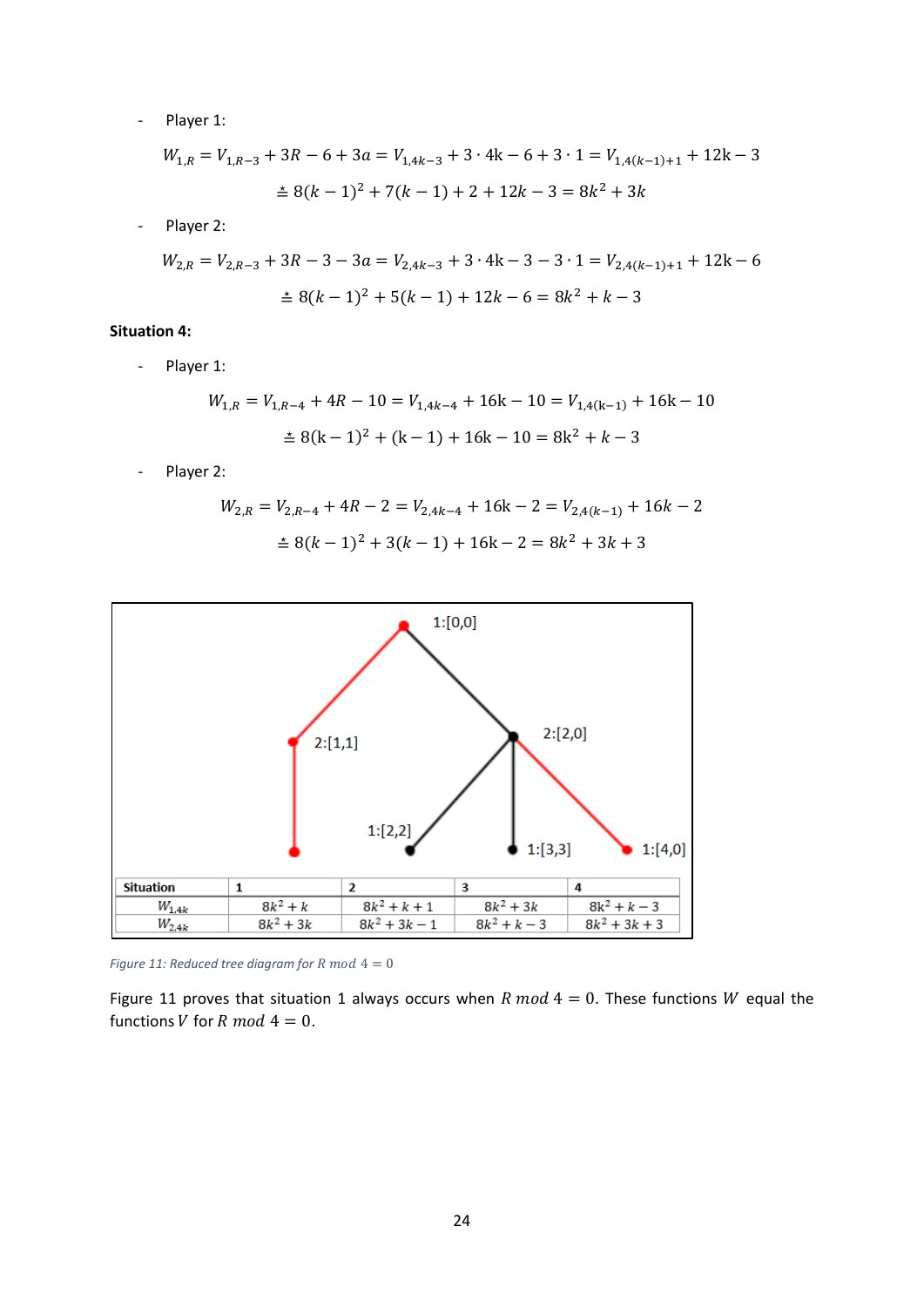- Player 1:

$$W_{1,R} = V_{1,R-3} + 3R - 6 + 3a = V_{1,4k-3} + 3 \cdot 4k - 6 + 3 \cdot 1 = V_{1,4(k-1)+1} + 12k - 3$$

$$\triangleq 8(k-1)^2 + 7(k-1) + 2 + 12k - 3 = 8k^2 + 3k$$

- Player 2:

$$W_{2,R} = V_{2,R-3} + 3R - 3 - 3a = V_{2,4k-3} + 3 \cdot 4k - 3 - 3 \cdot 1 = V_{2,4(k-1)+1} + 12k - 6$$

$$\triangleq 8(k-1)^2 + 5(k-1) + 12k - 6 = 8k^2 + k - 3$$

**Situation 4:**

- Player 1:

$$W_{1,R} = V_{1,R-4} + 4R - 10 = V_{1,4k-4} + 16k - 10 = V_{1,4(k-1)} + 16k - 10$$

$$\triangleq 8(k-1)^2 + (k-1) + 16k - 10 = 8k^2 + k - 3$$

- Player 2:

$$W_{2,R} = V_{2,R-4} + 4R - 2 = V_{2,4k-4} + 16k - 2 = V_{2,4(k-1)} + 16k - 2$$

$$\triangleq 8(k-1)^2 + 3(k-1) + 16k - 2 = 8k^2 + 3k + 3$$

| Situation | 1 | 2 | 3 | 4 |
|---|---|---|---|---|
| $W_{1,4k}$ | $8k^2 + k$ | $8k^2 + k + 1$ | $8k^2 + 3k$ | $8k^2 + k - 3$ |
| $W_{2,4k}$ | $8k^2 + 3k$ | $8k^2 + 3k - 1$ | $8k^2 + k - 3$ | $8k^2 + 3k + 3$ |

*Figure 11: Reduced tree diagram for $R \bmod 4 = 0$*

Figure 11 proves that situation 1 always occurs when $R \bmod 4 = 0$. These functions $W$ equal the functions $V$ for $R \bmod 4 = 0$.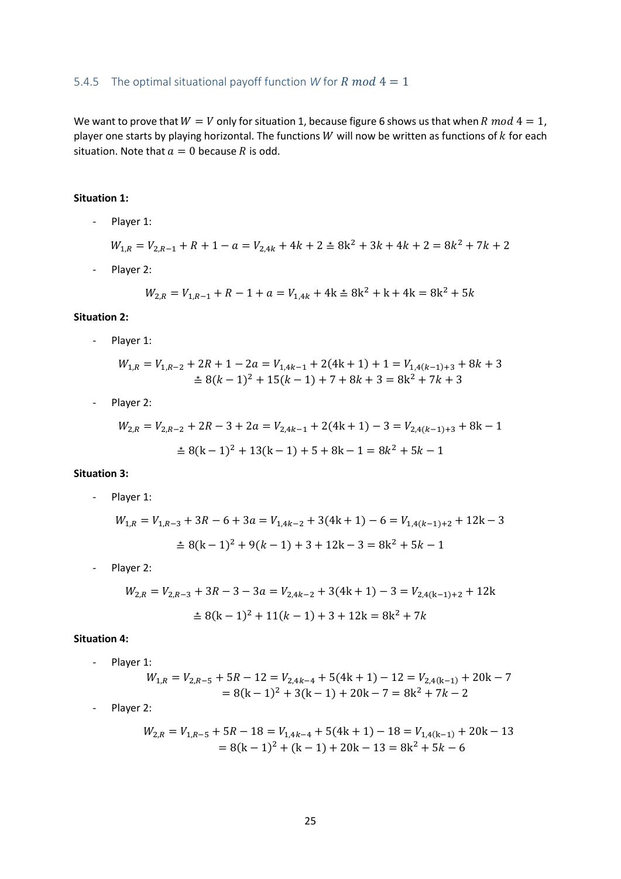### 5.4.5 The optimal situational payoff function $W$ for $R \bmod 4 = 1$

We want to prove that $W = V$ only for situation 1, because figure 6 shows us that when $R \bmod 4 = 1$, player one starts by playing horizontal. The functions $W$ will now be written as functions of $k$ for each situation. Note that $a = 0$ because $R$ is odd.

**Situation 1:**

- Player 1:

$$W_{1,R} = V_{2,R-1} + R + 1 - a = V_{2,4k} + 4k + 2 \doteq 8k^2 + 3k + 4k + 2 = 8k^2 + 7k + 2$$

- Player 2:

$$W_{2,R} = V_{1,R-1} + R - 1 + a = V_{1,4k} + 4k \doteq 8k^2 + k + 4k = 8k^2 + 5k$$

**Situation 2:**

- Player 1:

$$W_{1,R} = V_{1,R-2} + 2R + 1 - 2a = V_{1,4k-1} + 2(4k+1) + 1 = V_{1,4(k-1)+3} + 8k + 3$$
$$\doteq 8(k-1)^2 + 15(k-1) + 7 + 8k + 3 = 8k^2 + 7k + 3$$

- Player 2:

$$W_{2,R} = V_{2,R-2} + 2R - 3 + 2a = V_{2,4k-1} + 2(4k+1) - 3 = V_{2,4(k-1)+3} + 8k - 1$$
$$\doteq 8(k-1)^2 + 13(k-1) + 5 + 8k - 1 = 8k^2 + 5k - 1$$

**Situation 3:**

- Player 1:

$$W_{1,R} = V_{1,R-3} + 3R - 6 + 3a = V_{1,4k-2} + 3(4k+1) - 6 = V_{1,4(k-1)+2} + 12k - 3$$
$$\doteq 8(k-1)^2 + 9(k-1) + 3 + 12k - 3 = 8k^2 + 5k - 1$$

- Player 2:

$$W_{2,R} = V_{2,R-3} + 3R - 3 - 3a = V_{2,4k-2} + 3(4k+1) - 3 = V_{2,4(k-1)+2} + 12k$$
$$\doteq 8(k-1)^2 + 11(k-1) + 3 + 12k = 8k^2 + 7k$$

**Situation 4:**

- Player 1:

$$W_{1,R} = V_{2,R-5} + 5R - 12 = V_{2,4k-4} + 5(4k+1) - 12 = V_{2,4(k-1)} + 20k - 7$$
$$= 8(k-1)^2 + 3(k-1) + 20k - 7 = 8k^2 + 7k - 2$$

- Player 2:

$$W_{2,R} = V_{1,R-5} + 5R - 18 = V_{1,4k-4} + 5(4k+1) - 18 = V_{1,4(k-1)} + 20k - 13$$
$$= 8(k-1)^2 + (k-1) + 20k - 13 = 8k^2 + 5k - 6$$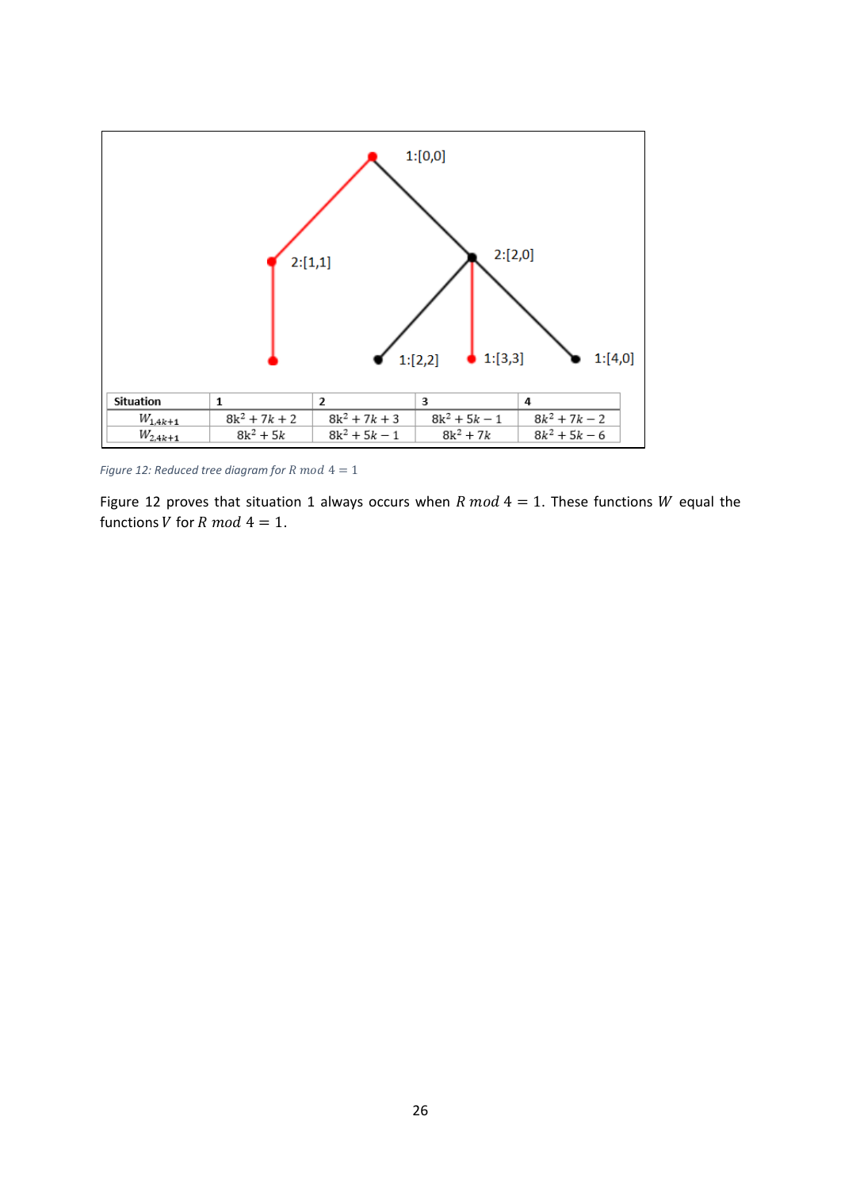1:[0,0]

2:[1,1]

2:[2,0]

1:[2,2]

1:[3,3]

1:[4,0]

| Situation | 1 | 2 | 3 | 4 |
|---|---|---|---|---|
| $W_{1,4k+1}$ | $8k^2 + 7k + 2$ | $8k^2 + 7k + 3$ | $8k^2 + 5k - 1$ | $8k^2 + 7k - 2$ |
| $W_{2,4k+1}$ | $8k^2 + 5k$ | $8k^2 + 5k - 1$ | $8k^2 + 7k$ | $8k^2 + 5k - 6$ |

*Figure 12: Reduced tree diagram for $R \bmod 4 = 1$*

Figure 12 proves that situation 1 always occurs when $R \bmod 4 = 1$. These functions $W$ equal the functions $V$ for $R \bmod 4 = 1$.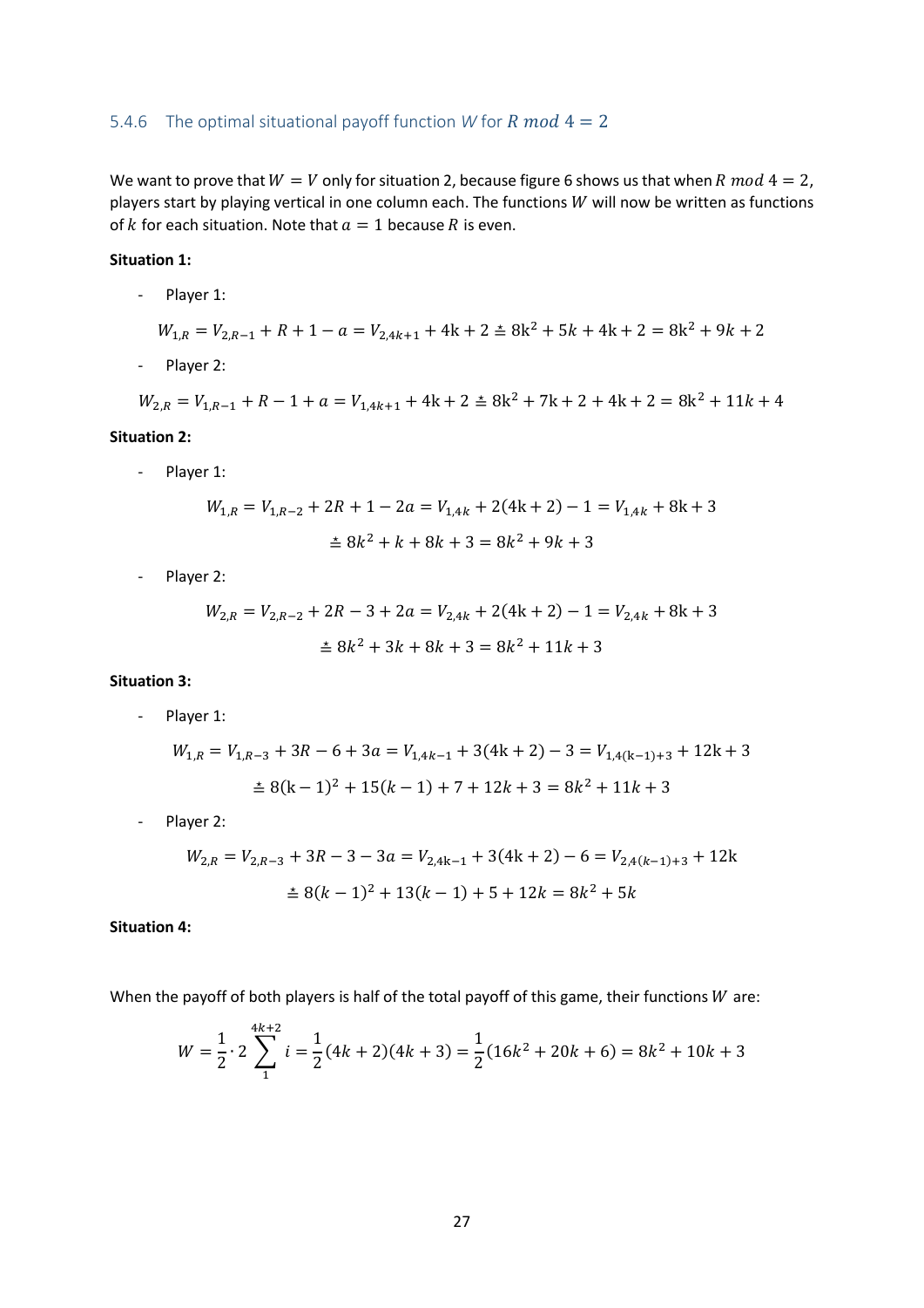### 5.4.6 The optimal situational payoff function $W$ for $R \bmod 4 = 2$

We want to prove that $W = V$ only for situation 2, because figure 6 shows us that when $R \bmod 4 = 2$, players start by playing vertical in one column each. The functions $W$ will now be written as functions of $k$ for each situation. Note that $a = 1$ because $R$ is even.

**Situation 1:**

- Player 1:

$$W_{1,R} = V_{2,R-1} + R + 1 - a = V_{2,4k+1} + 4\text{k} + 2 \doteq 8\text{k}^2 + 5k + 4\text{k} + 2 = 8\text{k}^2 + 9k + 2$$

- Player 2:

$$W_{2,R} = V_{1,R-1} + R - 1 + a = V_{1,4k+1} + 4\text{k} + 2 \doteq 8\text{k}^2 + 7\text{k} + 2 + 4\text{k} + 2 = 8\text{k}^2 + 11k + 4$$

**Situation 2:**

- Player 1:

$$W_{1,R} = V_{1,R-2} + 2R + 1 - 2a = V_{1,4k} + 2(4\text{k} + 2) - 1 = V_{1,4k} + 8\text{k} + 3$$

$$\doteq 8k^2 + k + 8k + 3 = 8k^2 + 9k + 3$$

- Player 2:

$$W_{2,R} = V_{2,R-2} + 2R - 3 + 2a = V_{2,4k} + 2(4\text{k} + 2) - 1 = V_{2,4k} + 8\text{k} + 3$$

$$\doteq 8k^2 + 3k + 8k + 3 = 8k^2 + 11k + 3$$

**Situation 3:**

- Player 1:

$$W_{1,R} = V_{1,R-3} + 3R - 6 + 3a = V_{1,4k-1} + 3(4\text{k} + 2) - 3 = V_{1,4(\text{k}-1)+3} + 12\text{k} + 3$$

$$\doteq 8(\text{k} - 1)^2 + 15(k - 1) + 7 + 12k + 3 = 8k^2 + 11k + 3$$

- Player 2:

$$W_{2,R} = V_{2,R-3} + 3R - 3 - 3a = V_{2,4\text{k}-1} + 3(4\text{k} + 2) - 6 = V_{2,4(k-1)+3} + 12\text{k}$$

$$\doteq 8(k - 1)^2 + 13(k - 1) + 5 + 12k = 8k^2 + 5k$$

**Situation 4:**

When the payoff of both players is half of the total payoff of this game, their functions $W$ are:

$$W = \frac{1}{2} \cdot 2 \sum_{1}^{4k+2} i = \frac{1}{2}(4k + 2)(4k + 3) = \frac{1}{2}(16k^2 + 20k + 6) = 8k^2 + 10k + 3$$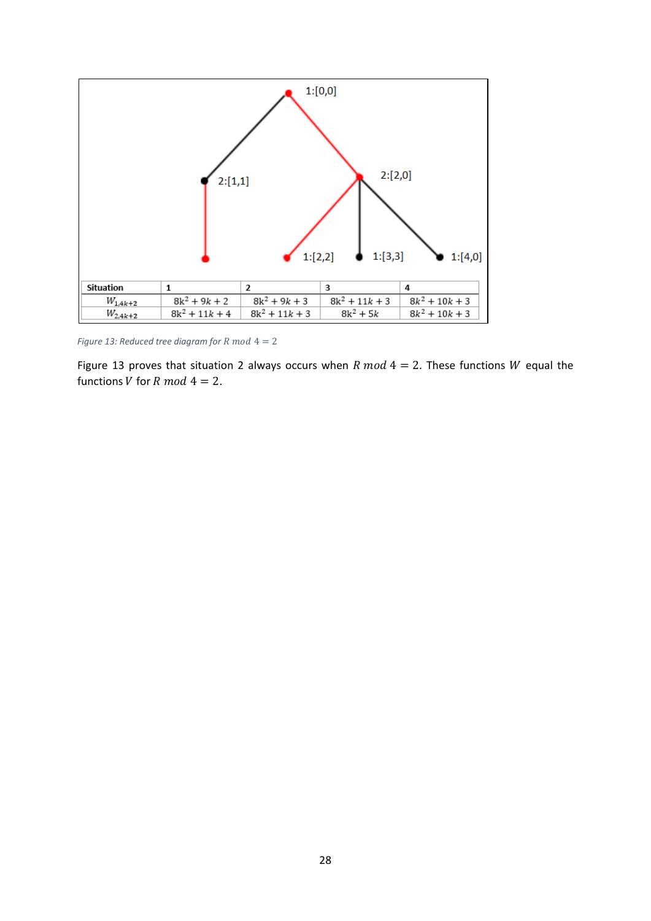1:[0,0]

2:[1,1]

2:[2,0]

1:[2,2]

1:[3,3]

1:[4,0]

| Situation | 1 | 2 | 3 | 4 |
|---|---|---|---|---|
| $W_{1,4k+2}$ | $8k^2 + 9k + 2$ | $8k^2 + 9k + 3$ | $8k^2 + 11k + 3$ | $8k^2 + 10k + 3$ |
| $W_{2,4k+2}$ | $8k^2 + 11k + 4$ | $8k^2 + 11k + 3$ | $8k^2 + 5k$ | $8k^2 + 10k + 3$ |

*Figure 13: Reduced tree diagram for $R \bmod 4 = 2$*

Figure 13 proves that situation 2 always occurs when $R \bmod 4 = 2$. These functions $W$ equal the functions $V$ for $R \bmod 4 = 2$.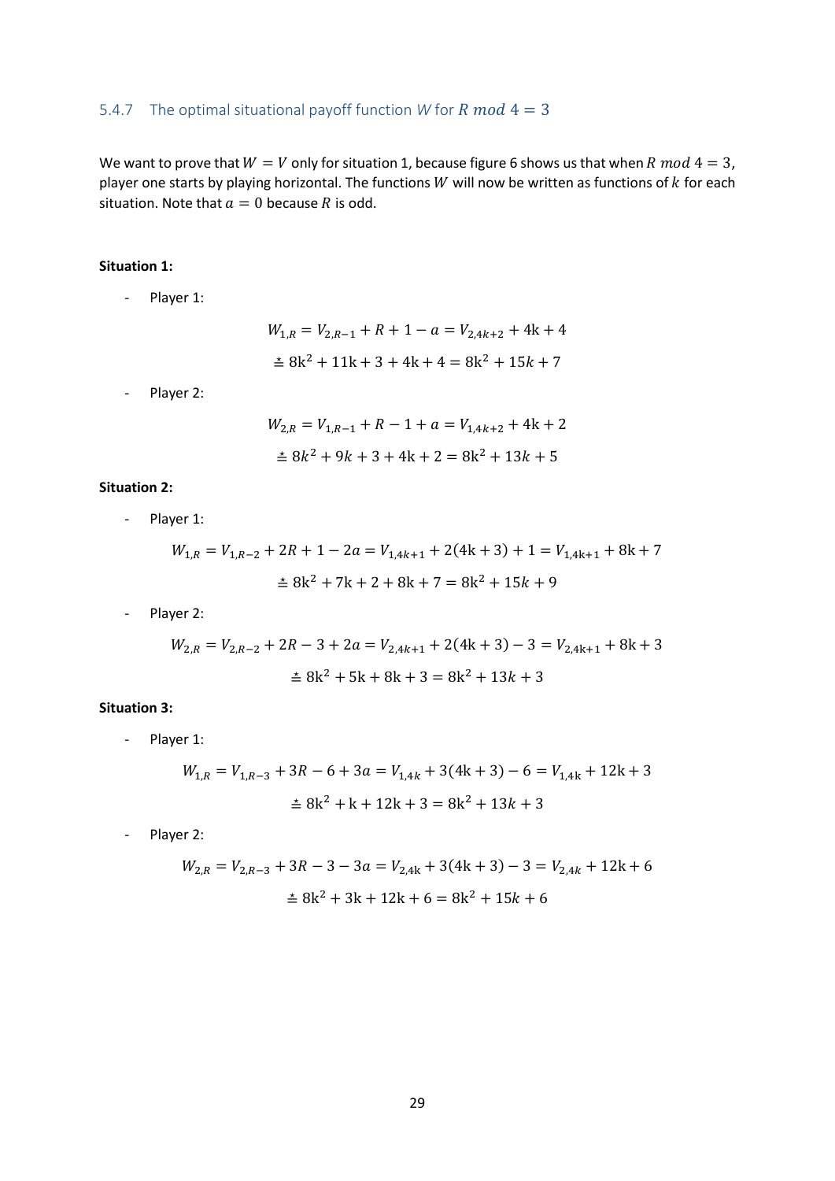### 5.4.7 The optimal situational payoff function $W$ for $R \bmod 4 = 3$

We want to prove that $W = V$ only for situation 1, because figure 6 shows us that when $R \bmod 4 = 3$, player one starts by playing horizontal. The functions $W$ will now be written as functions of $k$ for each situation. Note that $a = 0$ because $R$ is odd.

**Situation 1:**

- Player 1:

$$W_{1,R} = V_{2,R-1} + R + 1 - a = V_{2,4k+2} + 4\mathrm{k} + 4$$

$$\triangleq 8\mathrm{k}^2 + 11\mathrm{k} + 3 + 4\mathrm{k} + 4 = 8\mathrm{k}^2 + 15k + 7$$

- Player 2:

$$W_{2,R} = V_{1,R-1} + R - 1 + a = V_{1,4k+2} + 4\mathrm{k} + 2$$

$$\triangleq 8k^2 + 9k + 3 + 4\mathrm{k} + 2 = 8\mathrm{k}^2 + 13k + 5$$

**Situation 2:**

- Player 1:

$$W_{1,R} = V_{1,R-2} + 2R + 1 - 2a = V_{1,4k+1} + 2(4\mathrm{k} + 3) + 1 = V_{1,4\mathrm{k}+1} + 8\mathrm{k} + 7$$

$$\triangleq 8\mathrm{k}^2 + 7\mathrm{k} + 2 + 8\mathrm{k} + 7 = 8\mathrm{k}^2 + 15k + 9$$

- Player 2:

$$W_{2,R} = V_{2,R-2} + 2R - 3 + 2a = V_{2,4k+1} + 2(4\mathrm{k} + 3) - 3 = V_{2,4\mathrm{k}+1} + 8\mathrm{k} + 3$$

$$\triangleq 8\mathrm{k}^2 + 5\mathrm{k} + 8\mathrm{k} + 3 = 8\mathrm{k}^2 + 13k + 3$$

**Situation 3:**

- Player 1:

$$W_{1,R} = V_{1,R-3} + 3R - 6 + 3a = V_{1,4k} + 3(4\mathrm{k} + 3) - 6 = V_{1,4\mathrm{k}} + 12\mathrm{k} + 3$$

$$\triangleq 8\mathrm{k}^2 + \mathrm{k} + 12\mathrm{k} + 3 = 8\mathrm{k}^2 + 13k + 3$$

- Player 2:

$$W_{2,R} = V_{2,R-3} + 3R - 3 - 3a = V_{2,4\mathrm{k}} + 3(4\mathrm{k} + 3) - 3 = V_{2,4k} + 12\mathrm{k} + 6$$

$$\triangleq 8\mathrm{k}^2 + 3\mathrm{k} + 12\mathrm{k} + 6 = 8\mathrm{k}^2 + 15k + 6$$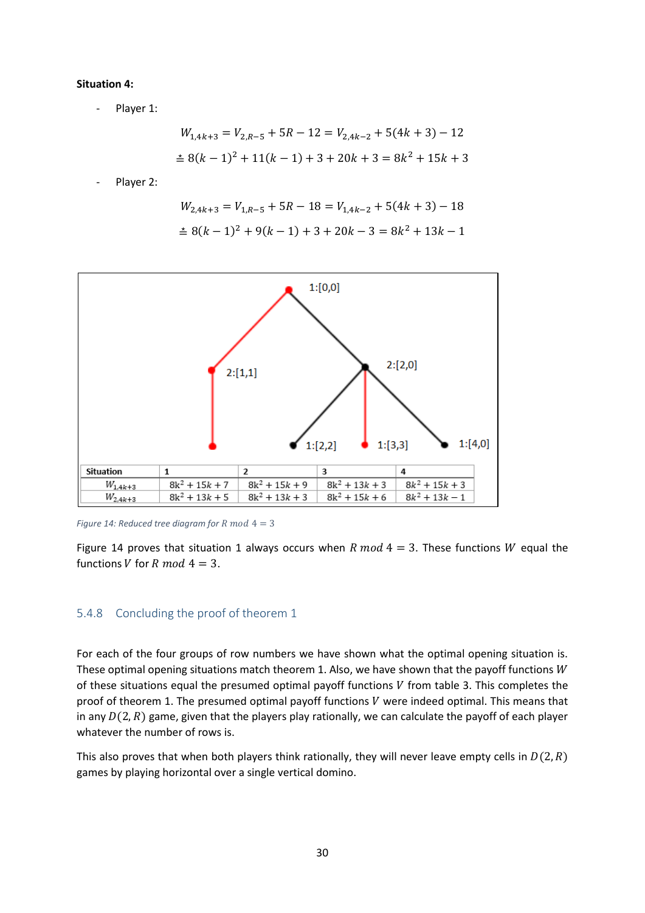**Situation 4:**

- Player 1:

$$W_{1,4k+3} = V_{2,R-5} + 5R - 12 = V_{2,4k-2} + 5(4k+3) - 12$$

$$\triangleq 8(k-1)^2 + 11(k-1) + 3 + 20k + 3 = 8k^2 + 15k + 3$$

- Player 2:

$$W_{2,4k+3} = V_{1,R-5} + 5R - 18 = V_{1,4k-2} + 5(4k+3) - 18$$

$$\triangleq 8(k-1)^2 + 9(k-1) + 3 + 20k - 3 = 8k^2 + 13k - 1$$

| Situation | 1 | 2 | 3 | 4 |
|---|---|---|---|---|
| $W_{1,4k+3}$ | $8k^2 + 15k + 7$ | $8k^2 + 15k + 9$ | $8k^2 + 13k + 3$ | $8k^2 + 15k + 3$ |
| $W_{2,4k+3}$ | $8k^2 + 13k + 5$ | $8k^2 + 13k + 3$ | $8k^2 + 15k + 6$ | $8k^2 + 13k - 1$ |

*Figure 14: Reduced tree diagram for $R \bmod 4 = 3$*

Figure 14 proves that situation 1 always occurs when $R \bmod 4 = 3$. These functions $W$ equal the functions $V$ for $R \bmod 4 = 3$.

### 5.4.8 Concluding the proof of theorem 1

For each of the four groups of row numbers we have shown what the optimal opening situation is. These optimal opening situations match theorem 1. Also, we have shown that the payoff functions $W$ of these situations equal the presumed optimal payoff functions $V$ from table 3. This completes the proof of theorem 1. The presumed optimal payoff functions $V$ were indeed optimal. This means that in any $D(2, R)$ game, given that the players play rationally, we can calculate the payoff of each player whatever the number of rows is.

This also proves that when both players think rationally, they will never leave empty cells in $D(2, R)$ games by playing horizontal over a single vertical domino.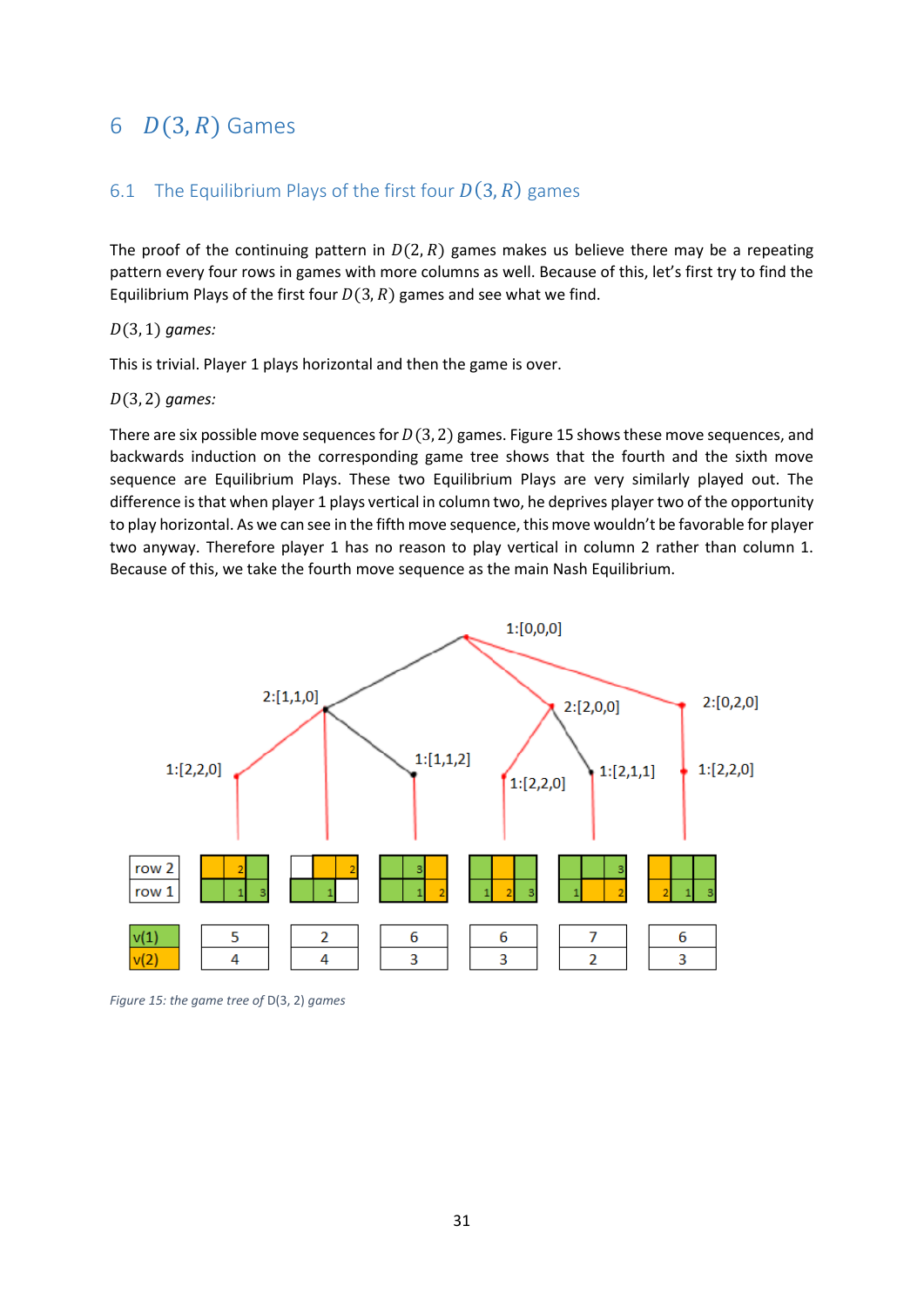# 6 $D(3, R)$ Games

## 6.1 The Equilibrium Plays of the first four $D(3, R)$ games

The proof of the continuing pattern in $D(2, R)$ games makes us believe there may be a repeating pattern every four rows in games with more columns as well. Because of this, let's first try to find the Equilibrium Plays of the first four $D(3, R)$ games and see what we find.

*$D(3, 1)$ games:*

This is trivial. Player 1 plays horizontal and then the game is over.

*$D(3, 2)$ games:*

There are six possible move sequences for $D(3, 2)$ games. Figure 15 shows these move sequences, and backwards induction on the corresponding game tree shows that the fourth and the sixth move sequence are Equilibrium Plays. These two Equilibrium Plays are very similarly played out. The difference is that when player 1 plays vertical in column two, he deprives player two of the opportunity to play horizontal. As we can see in the fifth move sequence, this move wouldn't be favorable for player two anyway. Therefore player 1 has no reason to play vertical in column 2 rather than column 1. Because of this, we take the fourth move sequence as the main Nash Equilibrium.

*Figure 15: the game tree of D(3, 2) games*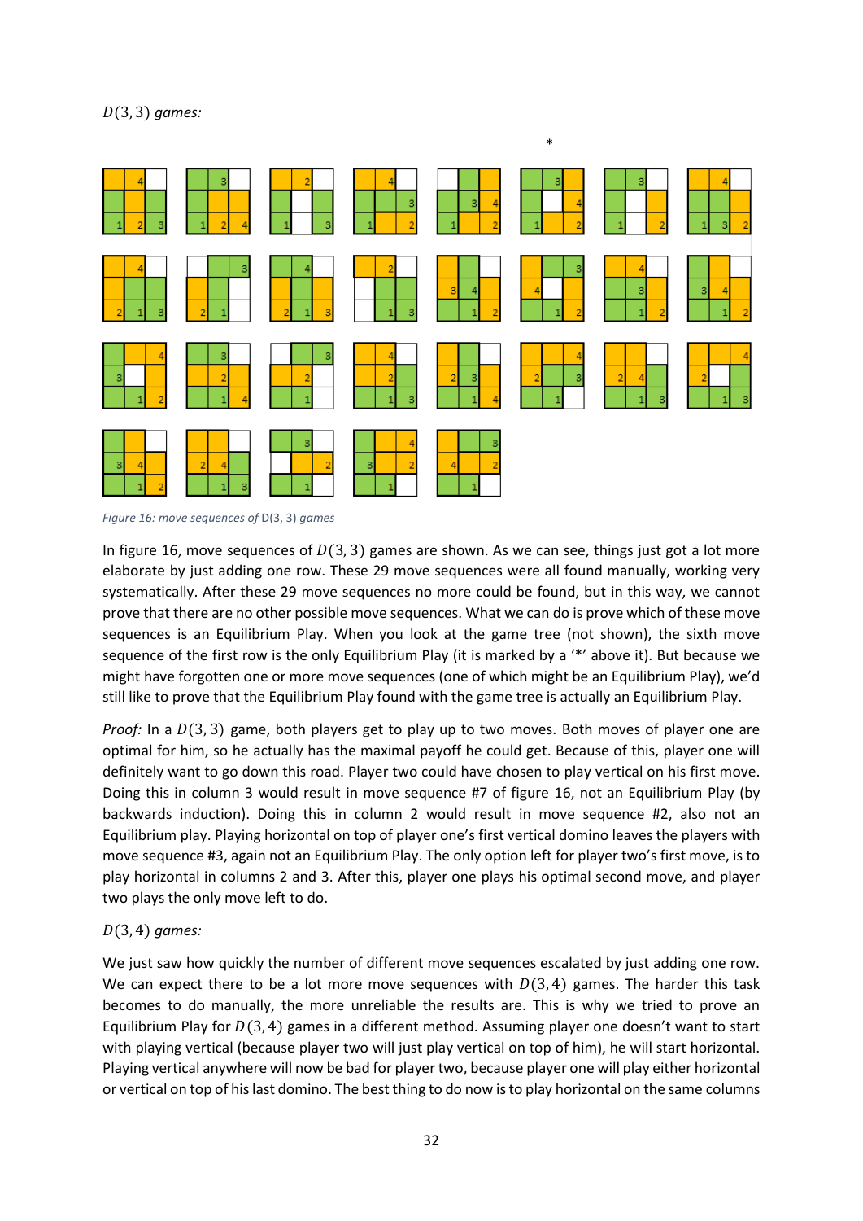*$D(3,3)$ games:*

*Figure 16: move sequences of* D(3, 3) *games*

In figure 16, move sequences of $D(3,3)$ games are shown. As we can see, things just got a lot more elaborate by just adding one row. These 29 move sequences were all found manually, working very systematically. After these 29 move sequences no more could be found, but in this way, we cannot prove that there are no other possible move sequences. What we can do is prove which of these move sequences is an Equilibrium Play. When you look at the game tree (not shown), the sixth move sequence of the first row is the only Equilibrium Play (it is marked by a '*' above it). But because we might have forgotten one or more move sequences (one of which might be an Equilibrium Play), we'd still like to prove that the Equilibrium Play found with the game tree is actually an Equilibrium Play.

<u>*Proof:*</u> In a $D(3,3)$ game, both players get to play up to two moves. Both moves of player one are optimal for him, so he actually has the maximal payoff he could get. Because of this, player one will definitely want to go down this road. Player two could have chosen to play vertical on his first move. Doing this in column 3 would result in move sequence #7 of figure 16, not an Equilibrium Play (by backwards induction). Doing this in column 2 would result in move sequence #2, also not an Equilibrium play. Playing horizontal on top of player one's first vertical domino leaves the players with move sequence #3, again not an Equilibrium Play. The only option left for player two's first move, is to play horizontal in columns 2 and 3. After this, player one plays his optimal second move, and player two plays the only move left to do.

*$D(3,4)$ games:*

We just saw how quickly the number of different move sequences escalated by just adding one row. We can expect there to be a lot more move sequences with $D(3,4)$ games. The harder this task becomes to do manually, the more unreliable the results are. This is why we tried to prove an Equilibrium Play for $D(3,4)$ games in a different method. Assuming player one doesn't want to start with playing vertical (because player two will just play vertical on top of him), he will start horizontal. Playing vertical anywhere will now be bad for player two, because player one will play either horizontal or vertical on top of his last domino. The best thing to do now is to play horizontal on the same columns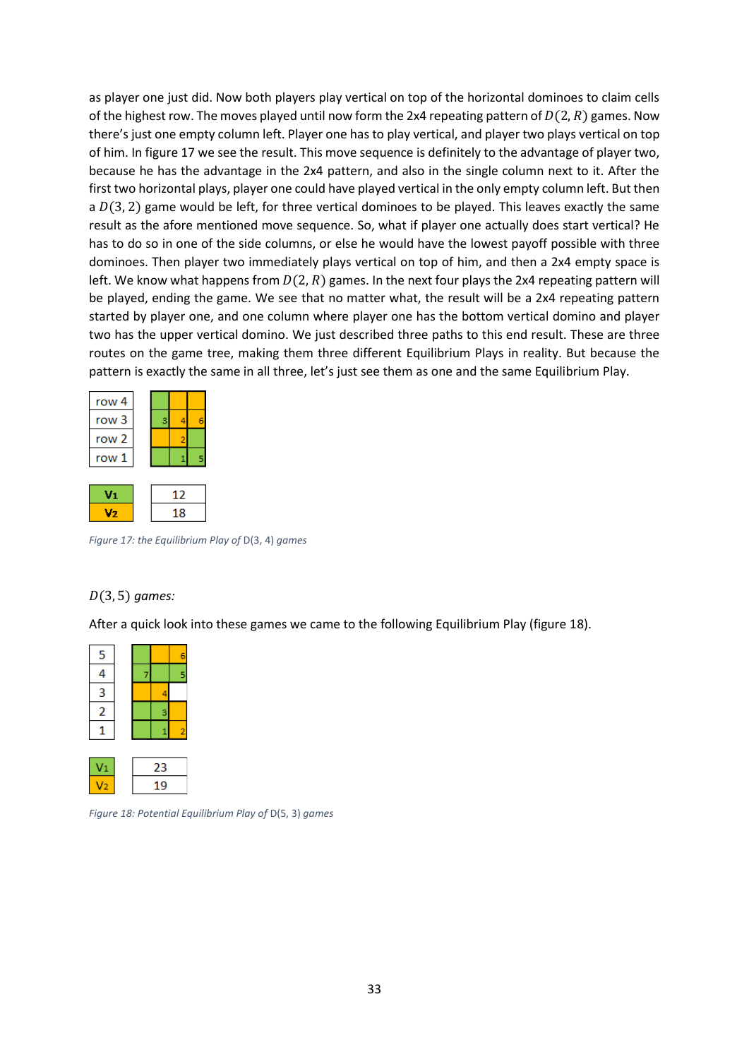as player one just did. Now both players play vertical on top of the horizontal dominoes to claim cells of the highest row. The moves played until now form the 2x4 repeating pattern of $D(2, R)$ games. Now there's just one empty column left. Player one has to play vertical, and player two plays vertical on top of him. In figure 17 we see the result. This move sequence is definitely to the advantage of player two, because he has the advantage in the 2x4 pattern, and also in the single column next to it. After the first two horizontal plays, player one could have played vertical in the only empty column left. But then a $D(3, 2)$ game would be left, for three vertical dominoes to be played. This leaves exactly the same result as the afore mentioned move sequence. So, what if player one actually does start vertical? He has to do so in one of the side columns, or else he would have the lowest payoff possible with three dominoes. Then player two immediately plays vertical on top of him, and then a 2x4 empty space is left. We know what happens from $D(2, R)$ games. In the next four plays the 2x4 repeating pattern will be played, ending the game. We see that no matter what, the result will be a 2x4 repeating pattern started by player one, and one column where player one has the bottom vertical domino and player two has the upper vertical domino. We just described three paths to this end result. These are three routes on the game tree, making them three different Equilibrium Plays in reality. But because the pattern is exactly the same in all three, let's just see them as one and the same Equilibrium Play.

| row |  |  |  |
|---|---|---|---|
| row 4 |  |  |  |
| row 3 | 3 | 4 | 6 |
| row 2 |  | 2 |  |
| row 1 |  | 1 | 5 |

| | |
|---|---|
| $V_1$ | 12 |
| $V_2$ | 18 |

*Figure 17: the Equilibrium Play of* D(3, 4) *games*

$D(3, 5)$ *games:*

After a quick look into these games we came to the following Equilibrium Play (figure 18).

| row |  |  |  |
|---|---|---|---|
| 5 |  |  | 6 |
| 4 | 7 |  | 5 |
| 3 |  | 4 |  |
| 2 |  | 3 |  |
| 1 |  | 1 | 2 |

| | |
|---|---|
| $V_1$ | 23 |
| $V_2$ | 19 |

*Figure 18: Potential Equilibrium Play of* D(5, 3) *games*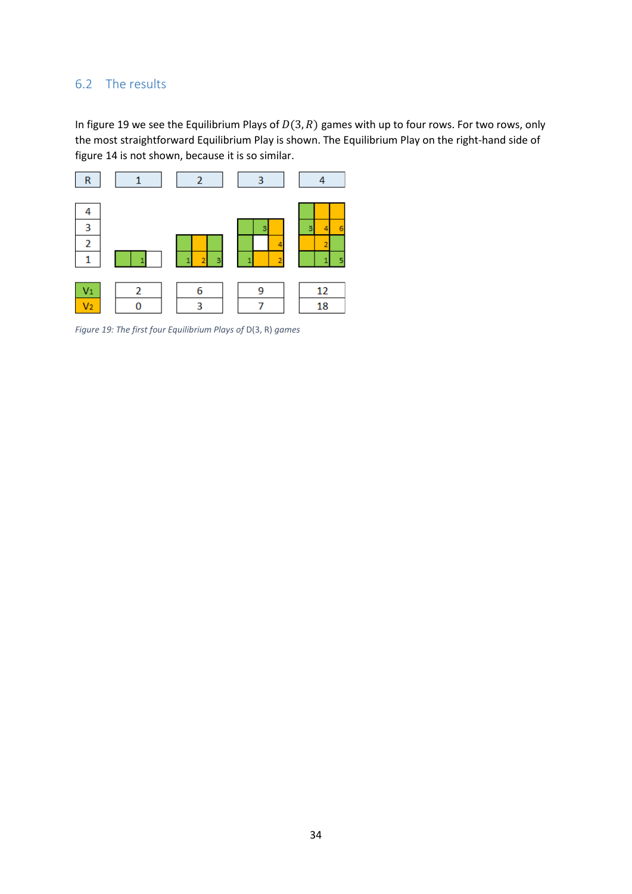## 6.2 The results

In figure 19 we see the Equilibrium Plays of $D(3, R)$ games with up to four rows. For two rows, only the most straightforward Equilibrium Play is shown. The Equilibrium Play on the right-hand side of figure 14 is not shown, because it is so similar.

| R | 1 | 2 | 3 | 4 |
|---|---|---|---|---|
| $V_1$ | 2 | 6 | 9 | 12 |
| $V_2$ | 0 | 3 | 7 | 18 |

*Figure 19: The first four Equilibrium Plays of* D(3, R) *games*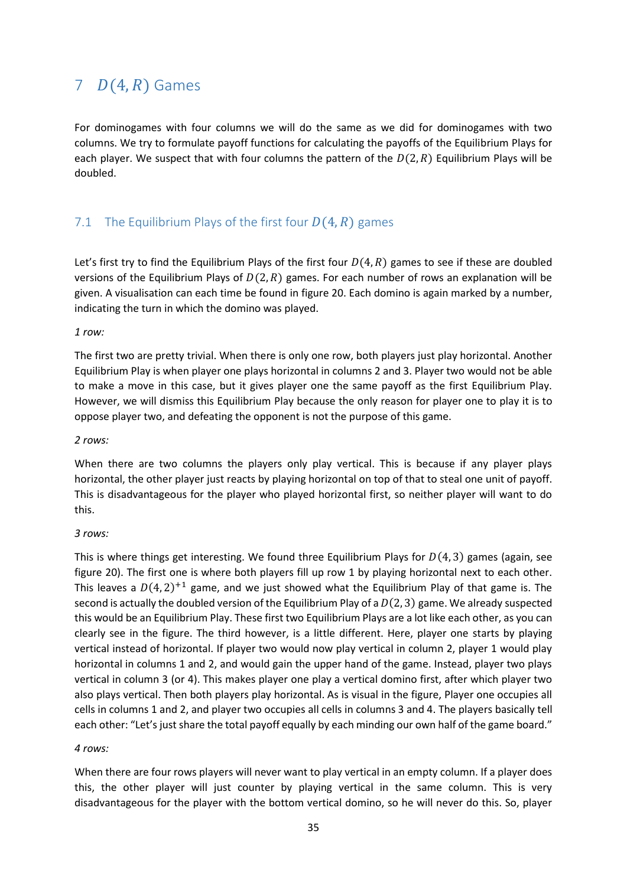# 7 $D(4, R)$ Games

For dominogames with four columns we will do the same as we did for dominogames with two columns. We try to formulate payoff functions for calculating the payoffs of the Equilibrium Plays for each player. We suspect that with four columns the pattern of the $D(2, R)$ Equilibrium Plays will be doubled.

## 7.1 The Equilibrium Plays of the first four $D(4, R)$ games

Let's first try to find the Equilibrium Plays of the first four $D(4, R)$ games to see if these are doubled versions of the Equilibrium Plays of $D(2, R)$ games. For each number of rows an explanation will be given. A visualisation can each time be found in figure 20. Each domino is again marked by a number, indicating the turn in which the domino was played.

*1 row:*

The first two are pretty trivial. When there is only one row, both players just play horizontal. Another Equilibrium Play is when player one plays horizontal in columns 2 and 3. Player two would not be able to make a move in this case, but it gives player one the same payoff as the first Equilibrium Play. However, we will dismiss this Equilibrium Play because the only reason for player one to play it is to oppose player two, and defeating the opponent is not the purpose of this game.

*2 rows:*

When there are two columns the players only play vertical. This is because if any player plays horizontal, the other player just reacts by playing horizontal on top of that to steal one unit of payoff. This is disadvantageous for the player who played horizontal first, so neither player will want to do this.

*3 rows:*

This is where things get interesting. We found three Equilibrium Plays for $D(4, 3)$ games (again, see figure 20). The first one is where both players fill up row 1 by playing horizontal next to each other. This leaves a $D(4, 2)^{+1}$ game, and we just showed what the Equilibrium Play of that game is. The second is actually the doubled version of the Equilibrium Play of a $D(2, 3)$ game. We already suspected this would be an Equilibrium Play. These first two Equilibrium Plays are a lot like each other, as you can clearly see in the figure. The third however, is a little different. Here, player one starts by playing vertical instead of horizontal. If player two would now play vertical in column 2, player 1 would play horizontal in columns 1 and 2, and would gain the upper hand of the game. Instead, player two plays vertical in column 3 (or 4). This makes player one play a vertical domino first, after which player two also plays vertical. Then both players play horizontal. As is visual in the figure, Player one occupies all cells in columns 1 and 2, and player two occupies all cells in columns 3 and 4. The players basically tell each other: "Let's just share the total payoff equally by each minding our own half of the game board."

*4 rows:*

When there are four rows players will never want to play vertical in an empty column. If a player does this, the other player will just counter by playing vertical in the same column. This is very disadvantageous for the player with the bottom vertical domino, so he will never do this. So, player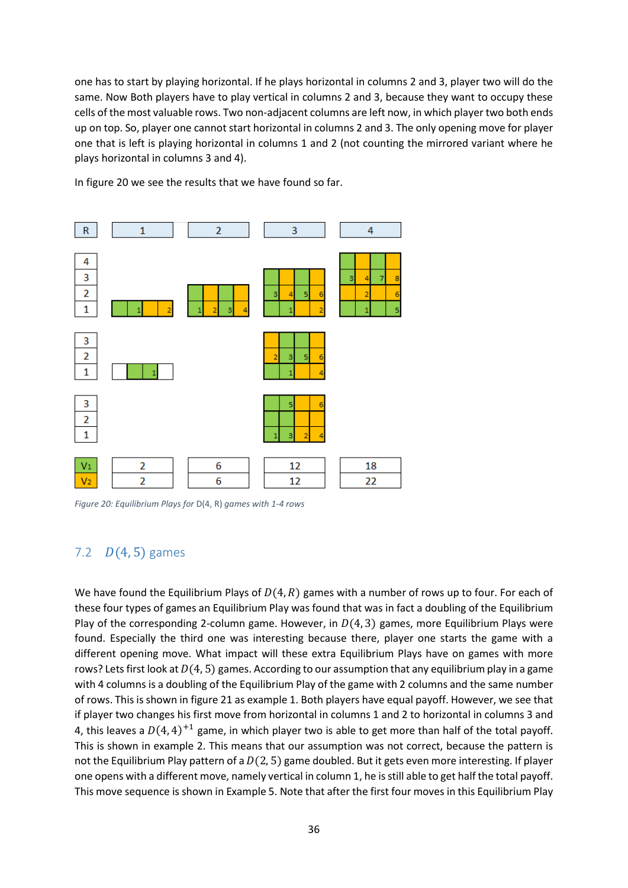one has to start by playing horizontal. If he plays horizontal in columns 2 and 3, player two will do the same. Now Both players have to play vertical in columns 2 and 3, because they want to occupy these cells of the most valuable rows. Two non-adjacent columns are left now, in which player two both ends up on top. So, player one cannot start horizontal in columns 2 and 3. The only opening move for player one that is left is playing horizontal in columns 1 and 2 (not counting the mirrored variant where he plays horizontal in columns 3 and 4).

In figure 20 we see the results that we have found so far.

| R | 1 | 2 | 3 | 4 |
|---|---|---|---|---|
| $V_1$ | 2 | 6 | 12 | 18 |
| $V_2$ | 2 | 6 | 12 | 22 |

*Figure 20: Equilibrium Plays for* D(4, R) *games with 1-4 rows*

## 7.2 $D(4, 5)$ games

We have found the Equilibrium Plays of $D(4, R)$ games with a number of rows up to four. For each of these four types of games an Equilibrium Play was found that was in fact a doubling of the Equilibrium Play of the corresponding 2-column game. However, in $D(4, 3)$ games, more Equilibrium Plays were found. Especially the third one was interesting because there, player one starts the game with a different opening move. What impact will these extra Equilibrium Plays have on games with more rows? Lets first look at $D(4, 5)$ games. According to our assumption that any equilibrium play in a game with 4 columns is a doubling of the Equilibrium Play of the game with 2 columns and the same number of rows. This is shown in figure 21 as example 1. Both players have equal payoff. However, we see that if player two changes his first move from horizontal in columns 1 and 2 to horizontal in columns 3 and 4, this leaves a $D(4, 4)^{+1}$ game, in which player two is able to get more than half of the total payoff. This is shown in example 2. This means that our assumption was not correct, because the pattern is not the Equilibrium Play pattern of a $D(2, 5)$ game doubled. But it gets even more interesting. If player one opens with a different move, namely vertical in column 1, he is still able to get half the total payoff. This move sequence is shown in Example 5. Note that after the first four moves in this Equilibrium Play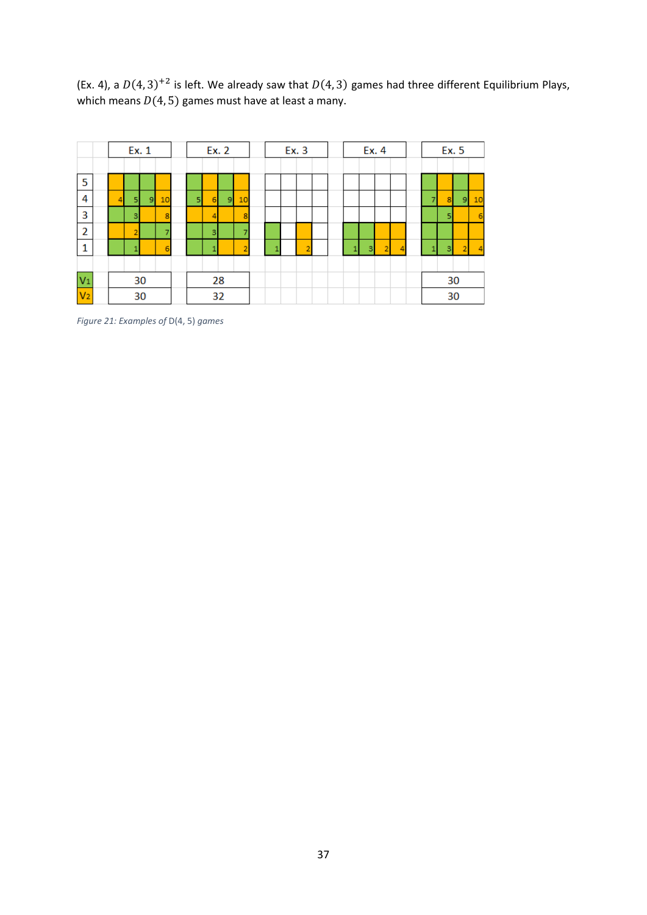(Ex. 4), a $D(4,3)^{+2}$ is left. We already saw that $D(4,3)$ games had three different Equilibrium Plays, which means $D(4,5)$ games must have at least a many.

| | Ex. 1 | Ex. 2 | Ex. 3 | Ex. 4 | Ex. 5 |
|---|---|---|---|---|---|
| $V_1$ | 30 | 28 | | | 30 |
| $V_2$ | 30 | 32 | | | 30 |

*Figure 21: Examples of* D(4, 5) *games*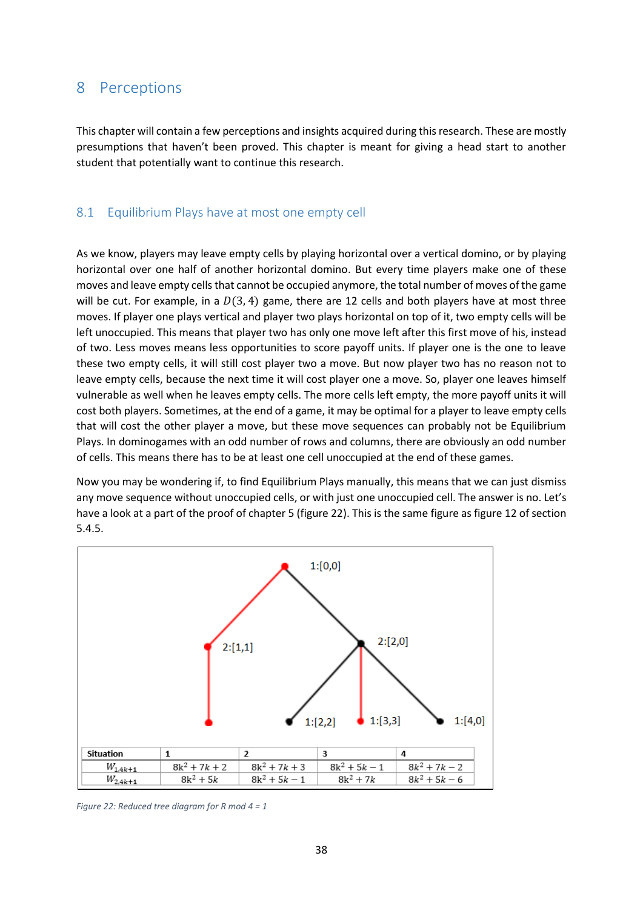# 8 Perceptions

This chapter will contain a few perceptions and insights acquired during this research. These are mostly presumptions that haven't been proved. This chapter is meant for giving a head start to another student that potentially want to continue this research.

## 8.1 Equilibrium Plays have at most one empty cell

As we know, players may leave empty cells by playing horizontal over a vertical domino, or by playing horizontal over one half of another horizontal domino. But every time players make one of these moves and leave empty cells that cannot be occupied anymore, the total number of moves of the game will be cut. For example, in a $D(3, 4)$ game, there are 12 cells and both players have at most three moves. If player one plays vertical and player two plays horizontal on top of it, two empty cells will be left unoccupied. This means that player two has only one move left after this first move of his, instead of two. Less moves means less opportunities to score payoff units. If player one is the one to leave these two empty cells, it will still cost player two a move. But now player two has no reason not to leave empty cells, because the next time it will cost player one a move. So, player one leaves himself vulnerable as well when he leaves empty cells. The more cells left empty, the more payoff units it will cost both players. Sometimes, at the end of a game, it may be optimal for a player to leave empty cells that will cost the other player a move, but these move sequences can probably not be Equilibrium Plays. In dominogames with an odd number of rows and columns, there are obviously an odd number of cells. This means there has to be at least one cell unoccupied at the end of these games.

Now you may be wondering if, to find Equilibrium Plays manually, this means that we can just dismiss any move sequence without unoccupied cells, or with just one unoccupied cell. The answer is no. Let's have a look at a part of the proof of chapter 5 (figure 22). This is the same figure as figure 12 of section 5.4.5.

| Situation | 1 | 2 | 3 | 4 |
|---|---|---|---|---|
| $W_{1,4k+1}$ | $8k^2 + 7k + 2$ | $8k^2 + 7k + 3$ | $8k^2 + 5k - 1$ | $8k^2 + 7k - 2$ |
| $W_{2,4k+1}$ | $8k^2 + 5k$ | $8k^2 + 5k - 1$ | $8k^2 + 7k$ | $8k^2 + 5k - 6$ |

*Figure 22: Reduced tree diagram for R mod 4 = 1*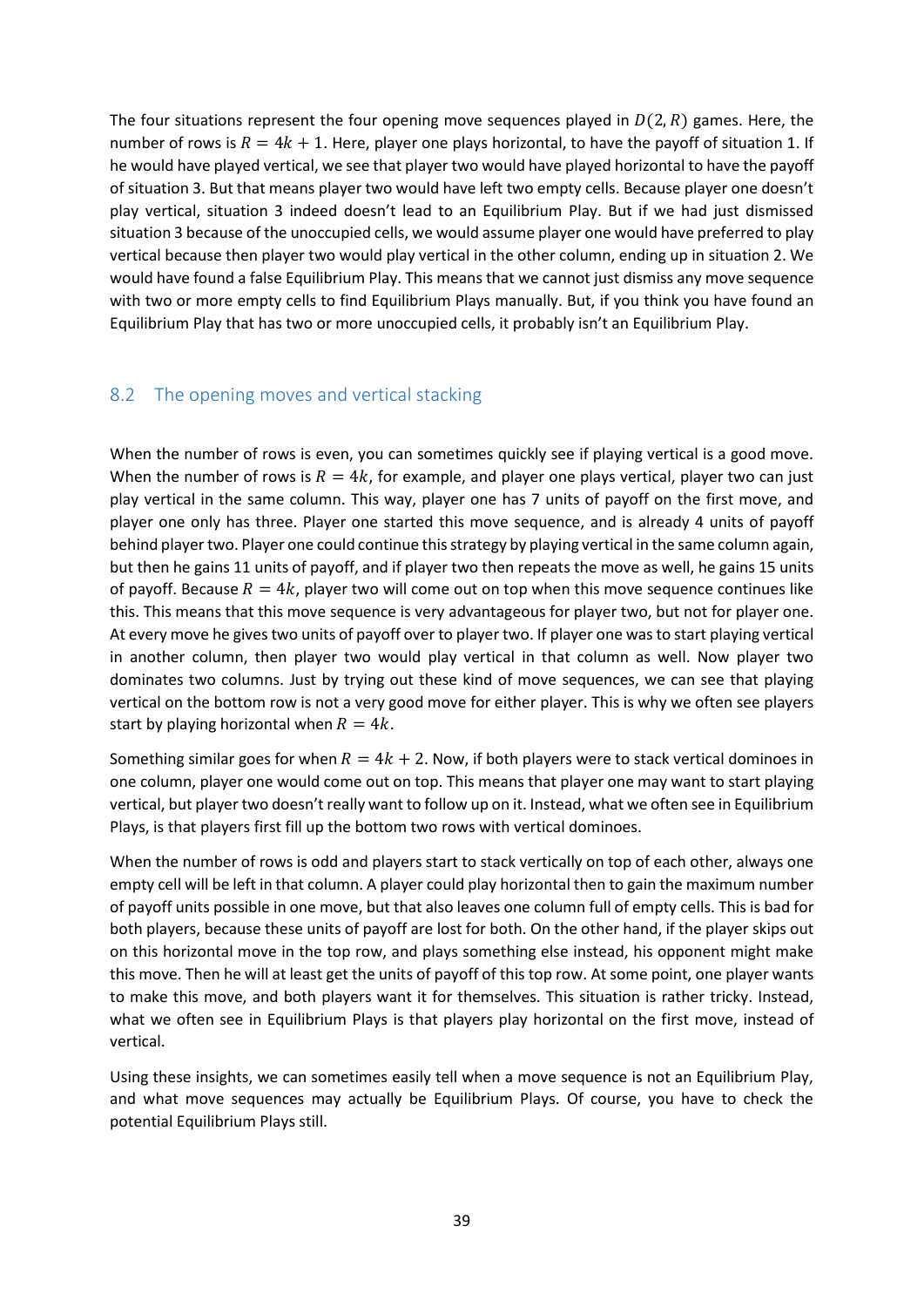The four situations represent the four opening move sequences played in $D(2, R)$ games. Here, the number of rows is $R = 4k + 1$. Here, player one plays horizontal, to have the payoff of situation 1. If he would have played vertical, we see that player two would have played horizontal to have the payoff of situation 3. But that means player two would have left two empty cells. Because player one doesn't play vertical, situation 3 indeed doesn't lead to an Equilibrium Play. But if we had just dismissed situation 3 because of the unoccupied cells, we would assume player one would have preferred to play vertical because then player two would play vertical in the other column, ending up in situation 2. We would have found a false Equilibrium Play. This means that we cannot just dismiss any move sequence with two or more empty cells to find Equilibrium Plays manually. But, if you think you have found an Equilibrium Play that has two or more unoccupied cells, it probably isn't an Equilibrium Play.

## 8.2 The opening moves and vertical stacking

When the number of rows is even, you can sometimes quickly see if playing vertical is a good move. When the number of rows is $R = 4k$, for example, and player one plays vertical, player two can just play vertical in the same column. This way, player one has 7 units of payoff on the first move, and player one only has three. Player one started this move sequence, and is already 4 units of payoff behind player two. Player one could continue this strategy by playing vertical in the same column again, but then he gains 11 units of payoff, and if player two then repeats the move as well, he gains 15 units of payoff. Because $R = 4k$, player two will come out on top when this move sequence continues like this. This means that this move sequence is very advantageous for player two, but not for player one. At every move he gives two units of payoff over to player two. If player one was to start playing vertical in another column, then player two would play vertical in that column as well. Now player two dominates two columns. Just by trying out these kind of move sequences, we can see that playing vertical on the bottom row is not a very good move for either player. This is why we often see players start by playing horizontal when $R = 4k$.

Something similar goes for when $R = 4k + 2$. Now, if both players were to stack vertical dominoes in one column, player one would come out on top. This means that player one may want to start playing vertical, but player two doesn't really want to follow up on it. Instead, what we often see in Equilibrium Plays, is that players first fill up the bottom two rows with vertical dominoes.

When the number of rows is odd and players start to stack vertically on top of each other, always one empty cell will be left in that column. A player could play horizontal then to gain the maximum number of payoff units possible in one move, but that also leaves one column full of empty cells. This is bad for both players, because these units of payoff are lost for both. On the other hand, if the player skips out on this horizontal move in the top row, and plays something else instead, his opponent might make this move. Then he will at least get the units of payoff of this top row. At some point, one player wants to make this move, and both players want it for themselves. This situation is rather tricky. Instead, what we often see in Equilibrium Plays is that players play horizontal on the first move, instead of vertical.

Using these insights, we can sometimes easily tell when a move sequence is not an Equilibrium Play, and what move sequences may actually be Equilibrium Plays. Of course, you have to check the potential Equilibrium Plays still.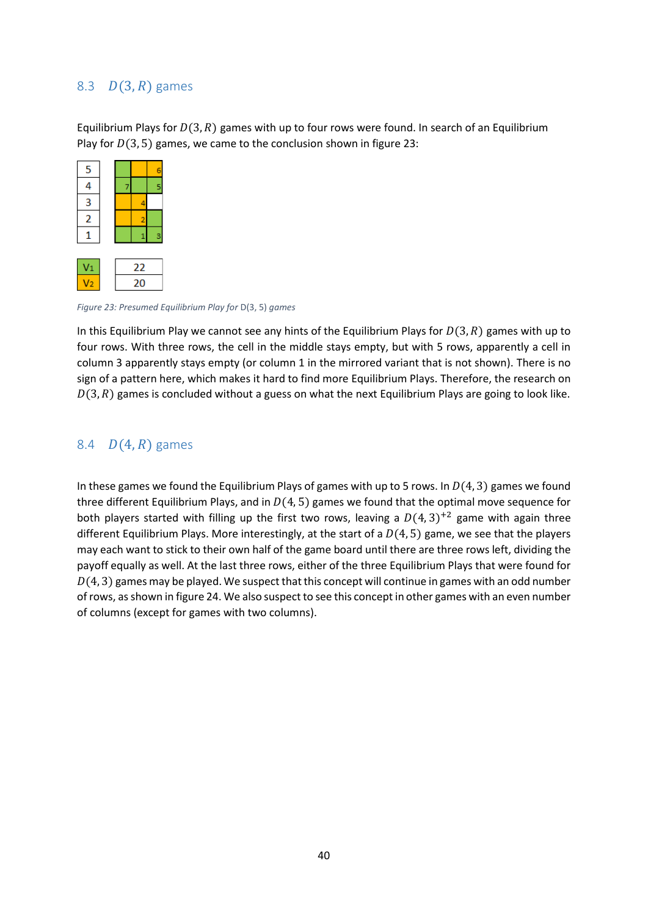## 8.3 $D(3, R)$ games

Equilibrium Plays for $D(3, R)$ games with up to four rows were found. In search of an Equilibrium Play for $D(3, 5)$ games, we came to the conclusion shown in figure 23:

| Row | Col 1 | Col 2 | Col 3 |
|---|---|---|---|
| 5 | V1 | V2 | V2 (6) |
| 4 | V1 (7) | V1 | V1 (5) |
| 3 | V2 | V2 (4) | |
| 2 | V2 | V2 (2) | V1 |
| 1 | V1 | V1 (1) | V1 (3) |

| Player | Payoff |
|---|---|
| $V_1$ | 22 |
| $V_2$ | 20 |

*Figure 23: Presumed Equilibrium Play for D(3, 5) games*

In this Equilibrium Play we cannot see any hints of the Equilibrium Plays for $D(3, R)$ games with up to four rows. With three rows, the cell in the middle stays empty, but with 5 rows, apparently a cell in column 3 apparently stays empty (or column 1 in the mirrored variant that is not shown). There is no sign of a pattern here, which makes it hard to find more Equilibrium Plays. Therefore, the research on $D(3, R)$ games is concluded without a guess on what the next Equilibrium Plays are going to look like.

## 8.4 $D(4, R)$ games

In these games we found the Equilibrium Plays of games with up to 5 rows. In $D(4, 3)$ games we found three different Equilibrium Plays, and in $D(4, 5)$ games we found that the optimal move sequence for both players started with filling up the first two rows, leaving a $D(4, 3)^{+2}$ game with again three different Equilibrium Plays. More interestingly, at the start of a $D(4, 5)$ game, we see that the players may each want to stick to their own half of the game board until there are three rows left, dividing the payoff equally as well. At the last three rows, either of the three Equilibrium Plays that were found for $D(4, 3)$ games may be played. We suspect that this concept will continue in games with an odd number of rows, as shown in figure 24. We also suspect to see this concept in other games with an even number of columns (except for games with two columns).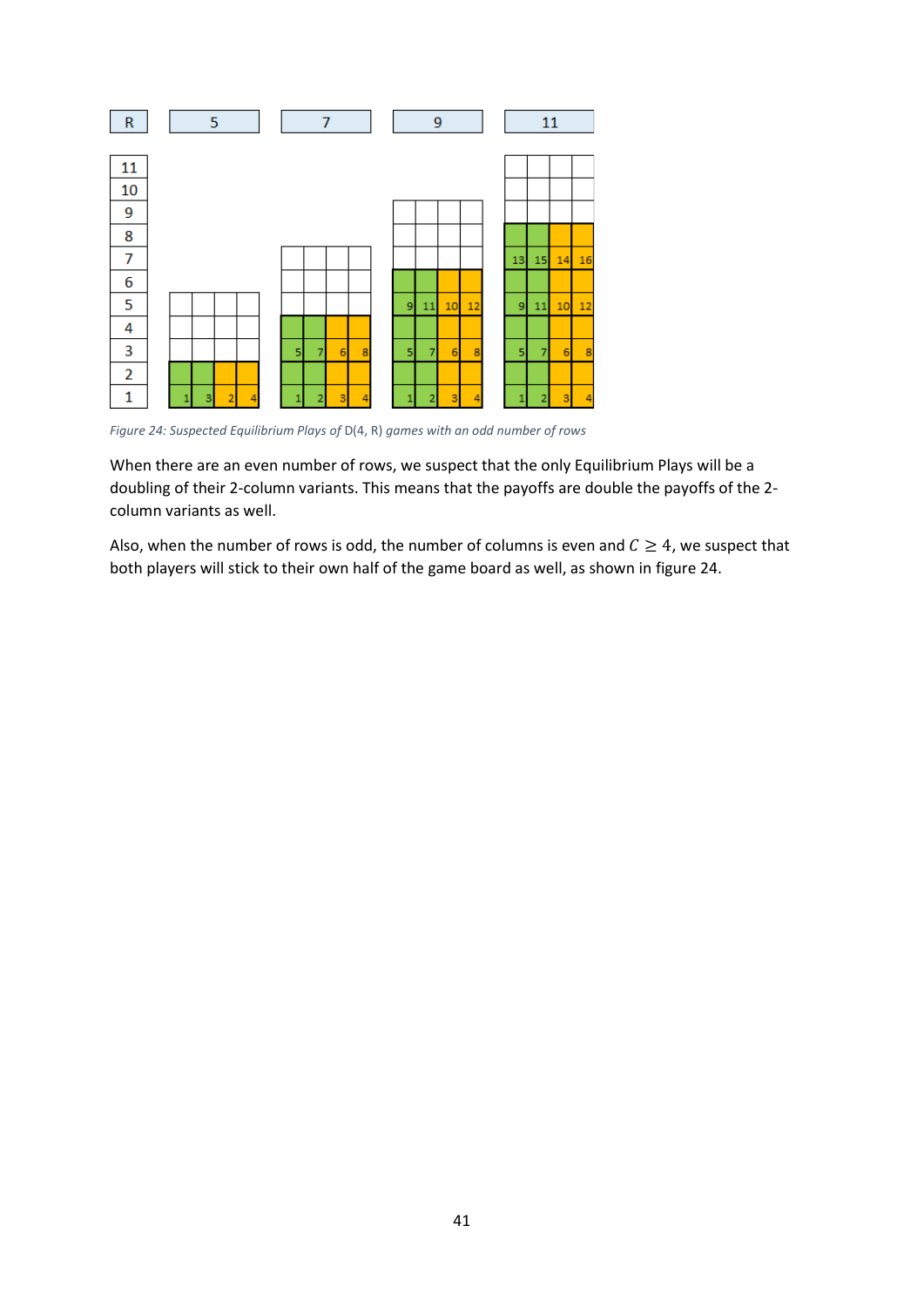| R | 5 | | | | 7 | | | | 9 | | | | 11 | | | |
|---|---|---|---|---|---|---|---|---|---|---|---|---|---|---|---|---|
| 11 | | | | | | | | | | | | | | | | |
| 10 | | | | | | | | | | | | | | | | |
| 9 | | | | | | | | | | | | | | | | |
| 8 | | | | | | | | | | | | | | | | |
| 7 | | | | | | | | | | | | | 13 | 15 | 14 | 16 |
| 6 | | | | | | | | | | | | | | | | |
| 5 | | | | | | | | | 9 | 11 | 10 | 12 | 9 | 11 | 10 | 12 |
| 4 | | | | | | | | | | | | | | | | |
| 3 | | | | | 5 | 7 | 6 | 8 | 5 | 7 | 6 | 8 | 5 | 7 | 6 | 8 |
| 2 | | | | | | | | | | | | | | | | |
| 1 | 1 | 3 | 2 | 4 | 1 | 2 | 3 | 4 | 1 | 2 | 3 | 4 | 1 | 2 | 3 | 4 |

*Figure 24: Suspected Equilibrium Plays of* D(4, R) *games with an odd number of rows*

When there are an even number of rows, we suspect that the only Equilibrium Plays will be a doubling of their 2-column variants. This means that the payoffs are double the payoffs of the 2-column variants as well.

Also, when the number of rows is odd, the number of columns is even and $C \geq 4$, we suspect that both players will stick to their own half of the game board as well, as shown in figure 24.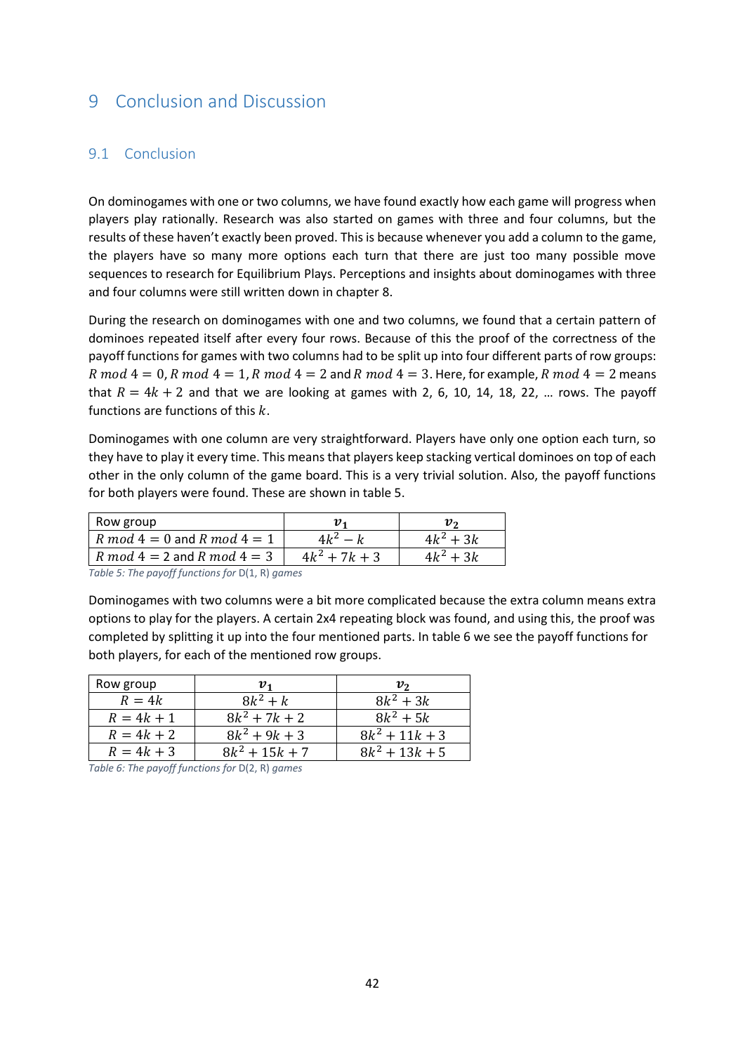# 9 Conclusion and Discussion

## 9.1 Conclusion

On dominogames with one or two columns, we have found exactly how each game will progress when players play rationally. Research was also started on games with three and four columns, but the results of these haven't exactly been proved. This is because whenever you add a column to the game, the players have so many more options each turn that there are just too many possible move sequences to research for Equilibrium Plays. Perceptions and insights about dominogames with three and four columns were still written down in chapter 8.

During the research on dominogames with one and two columns, we found that a certain pattern of dominoes repeated itself after every four rows. Because of this the proof of the correctness of the payoff functions for games with two columns had to be split up into four different parts of row groups: $R \bmod 4 = 0, R \bmod 4 = 1, R \bmod 4 = 2$ and $R \bmod 4 = 3$. Here, for example, $R \bmod 4 = 2$ means that $R = 4k + 2$ and that we are looking at games with 2, 6, 10, 14, 18, 22, … rows. The payoff functions are functions of this $k$.

Dominogames with one column are very straightforward. Players have only one option each turn, so they have to play it every time. This means that players keep stacking vertical dominoes on top of each other in the only column of the game board. This is a very trivial solution. Also, the payoff functions for both players were found. These are shown in table 5.

| Row group | $v_1$ | $v_2$ |
|---|---|---|
| $R \bmod 4 = 0$ and $R \bmod 4 = 1$ | $4k^2 - k$ | $4k^2 + 3k$ |
| $R \bmod 4 = 2$ and $R \bmod 4 = 3$ | $4k^2 + 7k + 3$ | $4k^2 + 3k$ |

*Table 5: The payoff functions for* D(1, R) *games*

Dominogames with two columns were a bit more complicated because the extra column means extra options to play for the players. A certain 2x4 repeating block was found, and using this, the proof was completed by splitting it up into the four mentioned parts. In table 6 we see the payoff functions for both players, for each of the mentioned row groups.

| Row group | $v_1$ | $v_2$ |
|---|---|---|
| $R = 4k$ | $8k^2 + k$ | $8k^2 + 3k$ |
| $R = 4k + 1$ | $8k^2 + 7k + 2$ | $8k^2 + 5k$ |
| $R = 4k + 2$ | $8k^2 + 9k + 3$ | $8k^2 + 11k + 3$ |
| $R = 4k + 3$ | $8k^2 + 15k + 7$ | $8k^2 + 13k + 5$ |

*Table 6: The payoff functions for* D(2, R) *games*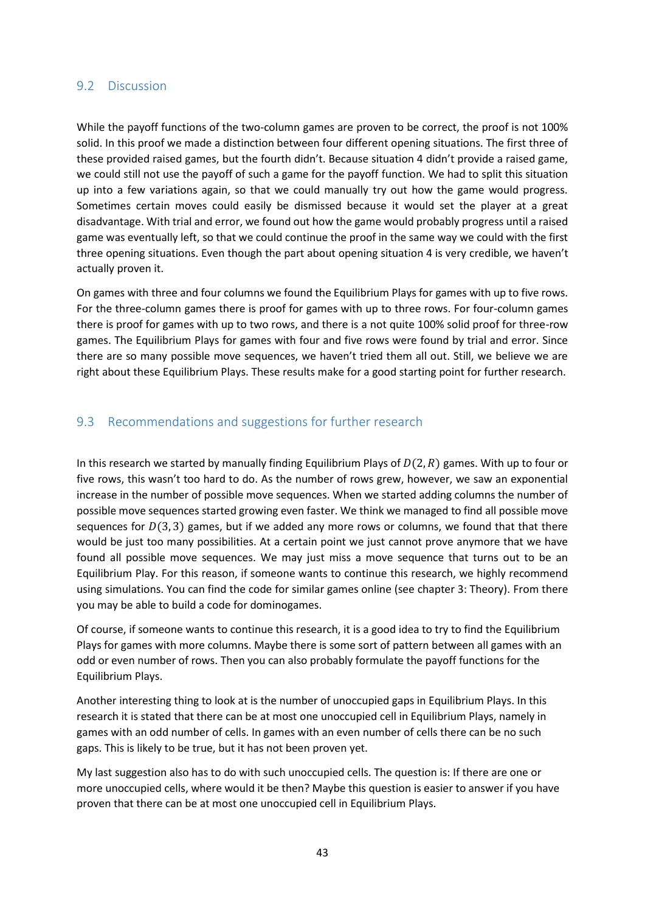## 9.2 Discussion

While the payoff functions of the two-column games are proven to be correct, the proof is not 100% solid. In this proof we made a distinction between four different opening situations. The first three of these provided raised games, but the fourth didn't. Because situation 4 didn't provide a raised game, we could still not use the payoff of such a game for the payoff function. We had to split this situation up into a few variations again, so that we could manually try out how the game would progress. Sometimes certain moves could easily be dismissed because it would set the player at a great disadvantage. With trial and error, we found out how the game would probably progress until a raised game was eventually left, so that we could continue the proof in the same way we could with the first three opening situations. Even though the part about opening situation 4 is very credible, we haven't actually proven it.

On games with three and four columns we found the Equilibrium Plays for games with up to five rows. For the three-column games there is proof for games with up to three rows. For four-column games there is proof for games with up to two rows, and there is a not quite 100% solid proof for three-row games. The Equilibrium Plays for games with four and five rows were found by trial and error. Since there are so many possible move sequences, we haven't tried them all out. Still, we believe we are right about these Equilibrium Plays. These results make for a good starting point for further research.

## 9.3 Recommendations and suggestions for further research

In this research we started by manually finding Equilibrium Plays of $D(2, R)$ games. With up to four or five rows, this wasn't too hard to do. As the number of rows grew, however, we saw an exponential increase in the number of possible move sequences. When we started adding columns the number of possible move sequences started growing even faster. We think we managed to find all possible move sequences for $D(3, 3)$ games, but if we added any more rows or columns, we found that that there would be just too many possibilities. At a certain point we just cannot prove anymore that we have found all possible move sequences. We may just miss a move sequence that turns out to be an Equilibrium Play. For this reason, if someone wants to continue this research, we highly recommend using simulations. You can find the code for similar games online (see chapter 3: Theory). From there you may be able to build a code for dominogames.

Of course, if someone wants to continue this research, it is a good idea to try to find the Equilibrium Plays for games with more columns. Maybe there is some sort of pattern between all games with an odd or even number of rows. Then you can also probably formulate the payoff functions for the Equilibrium Plays.

Another interesting thing to look at is the number of unoccupied gaps in Equilibrium Plays. In this research it is stated that there can be at most one unoccupied cell in Equilibrium Plays, namely in games with an odd number of cells. In games with an even number of cells there can be no such gaps. This is likely to be true, but it has not been proven yet.

My last suggestion also has to do with such unoccupied cells. The question is: If there are one or more unoccupied cells, where would it be then? Maybe this question is easier to answer if you have proven that there can be at most one unoccupied cell in Equilibrium Plays.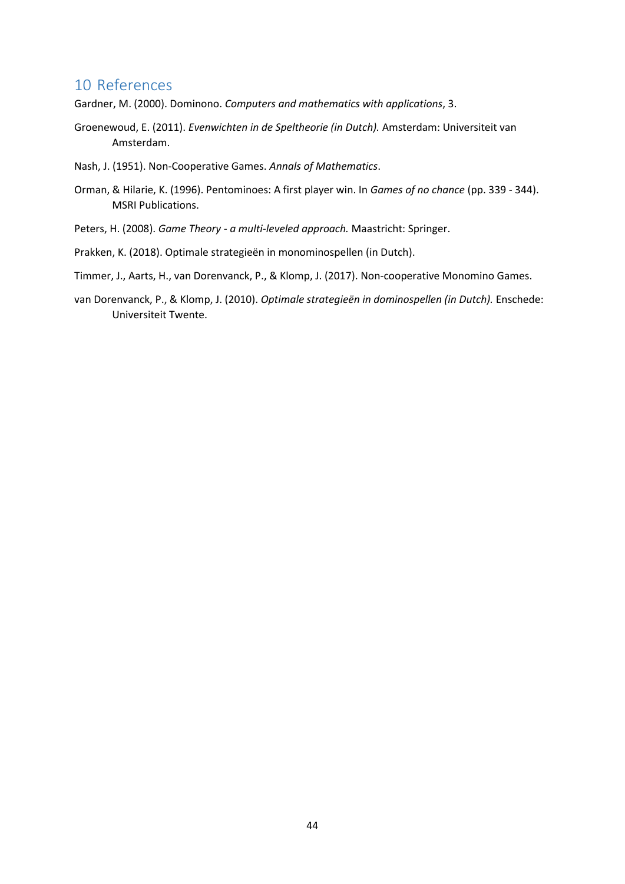## 10 References

Gardner, M. (2000). Dominono. *Computers and mathematics with applications*, 3.

Groenewoud, E. (2011). *Evenwichten in de Speltheorie (in Dutch).* Amsterdam: Universiteit van Amsterdam.

Nash, J. (1951). Non-Cooperative Games. *Annals of Mathematics*.

Orman, & Hilarie, K. (1996). Pentominoes: A first player win. In *Games of no chance* (pp. 339 - 344). MSRI Publications.

Peters, H. (2008). *Game Theory - a multi-leveled approach.* Maastricht: Springer.

Prakken, K. (2018). Optimale strategieën in monominospellen (in Dutch).

Timmer, J., Aarts, H., van Dorenvanck, P., & Klomp, J. (2017). Non-cooperative Monomino Games.

van Dorenvanck, P., & Klomp, J. (2010). *Optimale strategieën in dominospellen (in Dutch).* Enschede: Universiteit Twente.